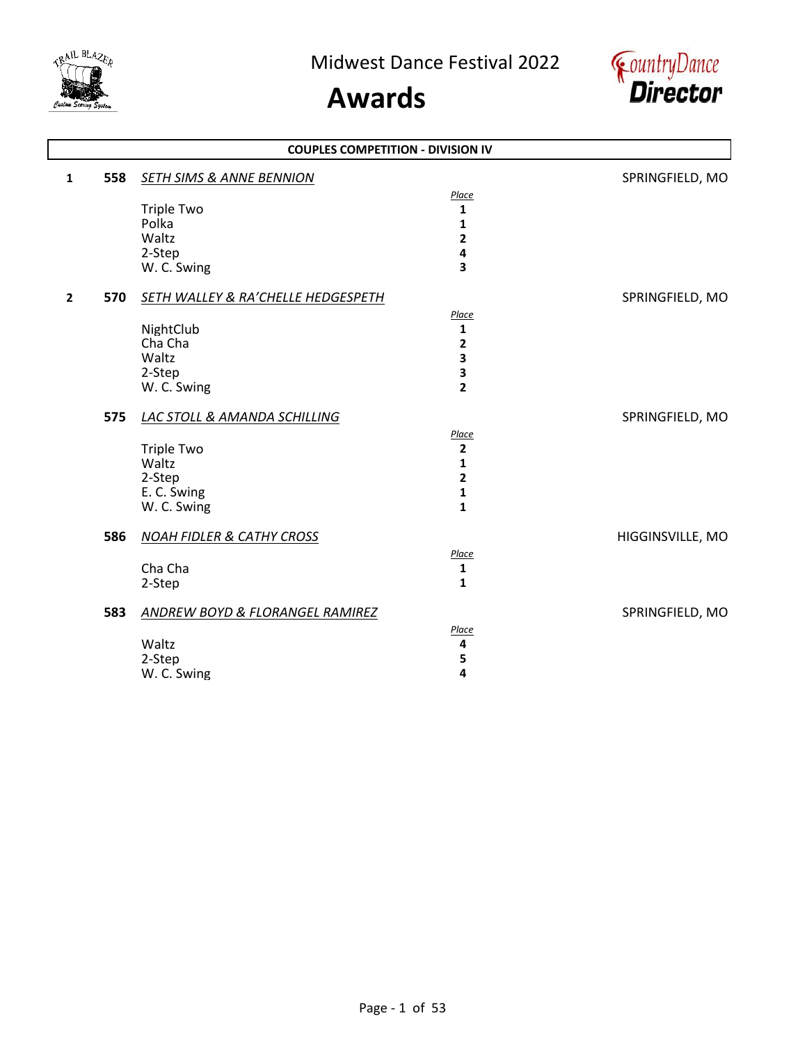# Midwest Dance Festival 2022

# Awards

## COUPLES COMPETITION - DIVISION IV

**1** **558** *SETH SIMS & ANNE BENNION* — SPRINGFIELD, MO

| | *Place* |
|---|---|
| Triple Two | **1** |
| Polka | **1** |
| Waltz | **2** |
| 2-Step | **4** |
| W. C. Swing | **3** |

**2** **570** *SETH WALLEY & RA'CHELLE HEDGESPETH* — SPRINGFIELD, MO

| | *Place* |
|---|---|
| NightClub | **1** |
| Cha Cha | **2** |
| Waltz | **3** |
| 2-Step | **3** |
| W. C. Swing | **2** |

**575** *LAC STOLL & AMANDA SCHILLING* — SPRINGFIELD, MO

| | *Place* |
|---|---|
| Triple Two | **2** |
| Waltz | **1** |
| 2-Step | **2** |
| E. C. Swing | **1** |
| W. C. Swing | **1** |

**586** *NOAH FIDLER & CATHY CROSS* — HIGGINSVILLE, MO

| | *Place* |
|---|---|
| Cha Cha | **1** |
| 2-Step | **1** |

**583** *ANDREW BOYD & FLORANGEL RAMIREZ* — SPRINGFIELD, MO

| | *Place* |
|---|---|
| Waltz | **4** |
| 2-Step | **5** |
| W. C. Swing | **4** |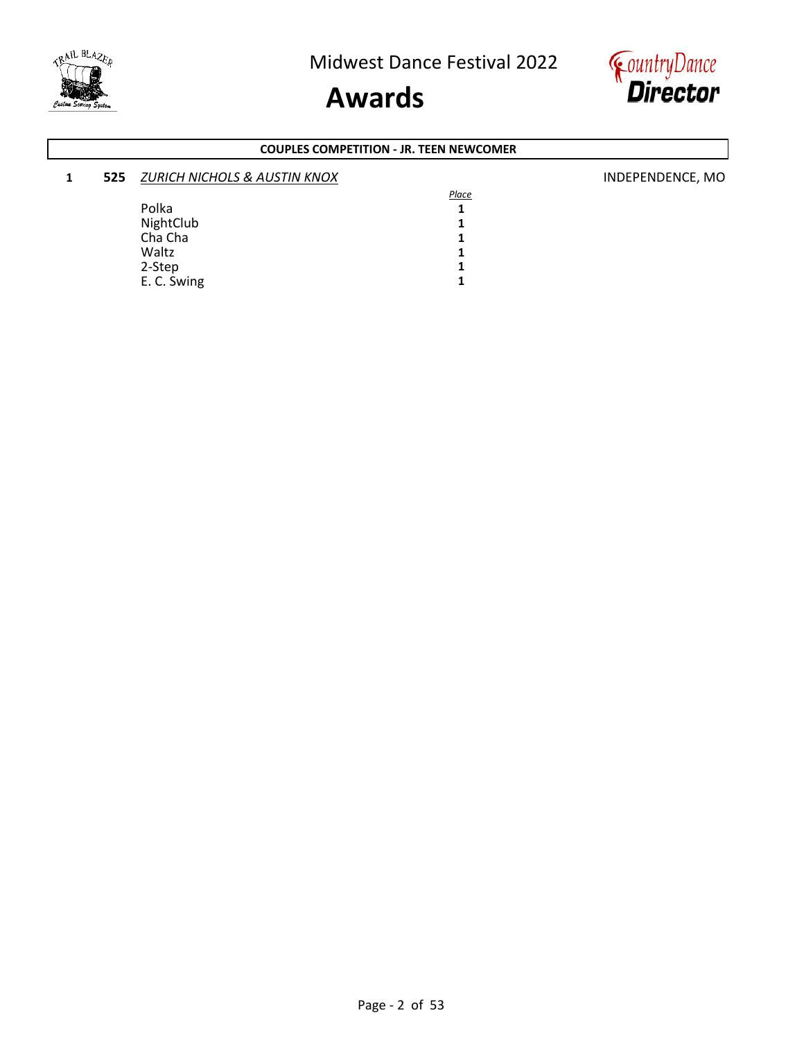## COUPLES COMPETITION - JR. TEEN NEWCOMER

**1** **525** *ZURICH NICHOLS & AUSTIN KNOX* INDEPENDENCE, MO

| | *Place* |
|---|---|
| Polka | **1** |
| NightClub | **1** |
| Cha Cha | **1** |
| Waltz | **1** |
| 2-Step | **1** |
| E. C. Swing | **1** |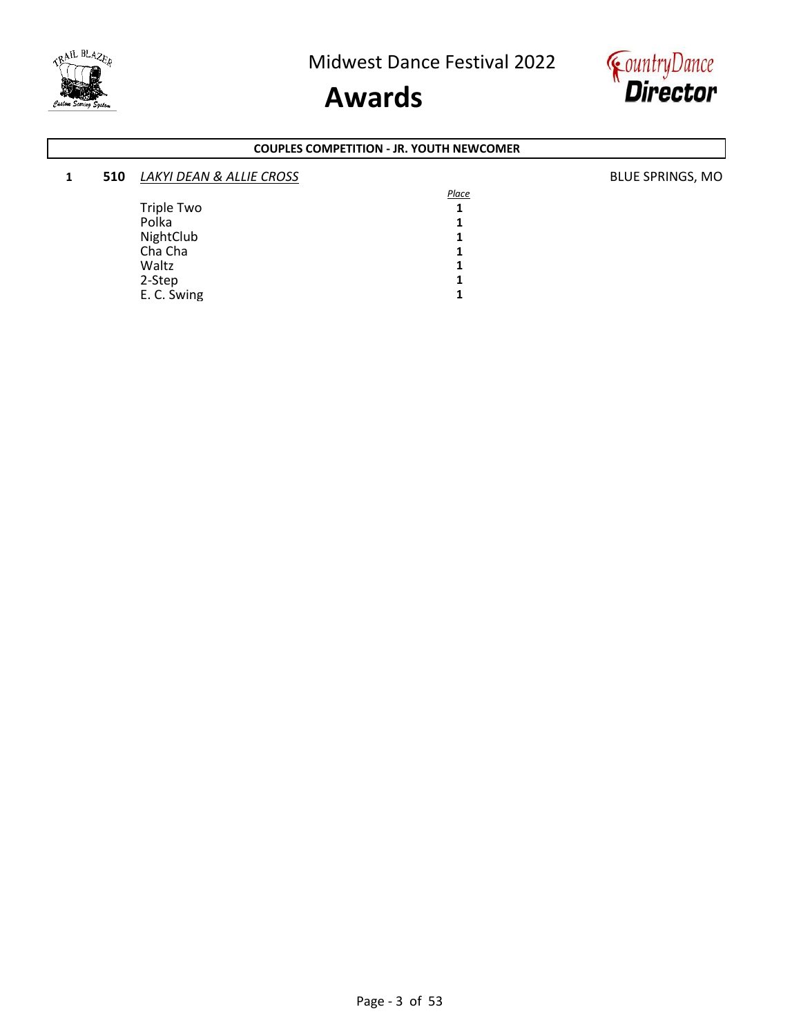## COUPLES COMPETITION - JR. YOUTH NEWCOMER

**1** **510** *LAKYI DEAN & ALLIE CROSS* BLUE SPRINGS, MO

| | *Place* |
|---|---|
| Triple Two | **1** |
| Polka | **1** |
| NightClub | **1** |
| Cha Cha | **1** |
| Waltz | **1** |
| 2-Step | **1** |
| E. C. Swing | **1** |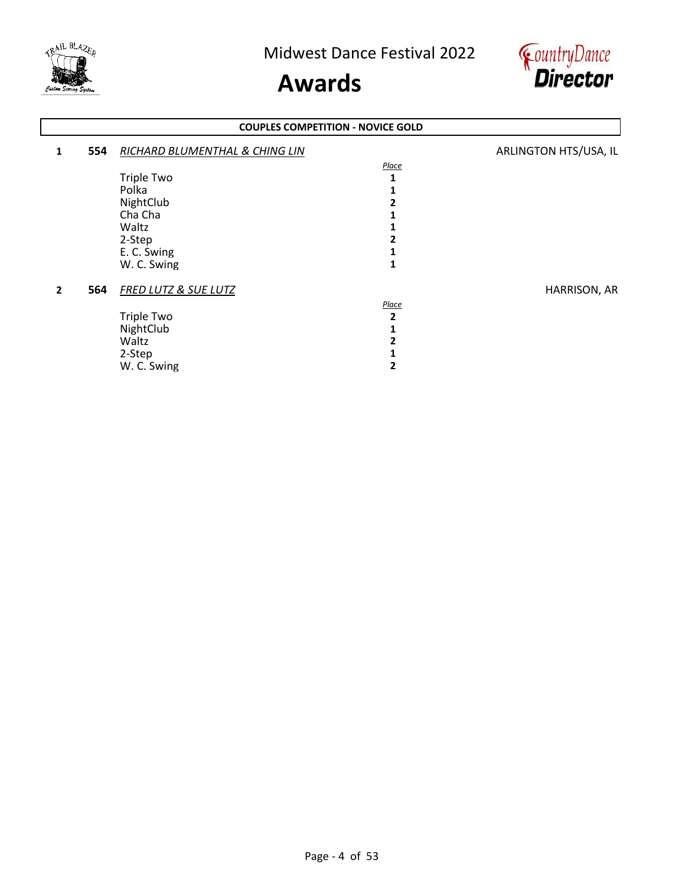Midwest Dance Festival 2022

# Awards

## COUPLES COMPETITION - NOVICE GOLD

**1** **554** *RICHARD BLUMENTHAL & CHING LIN* — ARLINGTON HTS/USA, IL

| | *Place* |
|---|---|
| Triple Two | **1** |
| Polka | **1** |
| NightClub | **2** |
| Cha Cha | **1** |
| Waltz | **1** |
| 2-Step | **2** |
| E. C. Swing | **1** |
| W. C. Swing | **1** |

**2** **564** *FRED LUTZ & SUE LUTZ* — HARRISON, AR

| | *Place* |
|---|---|
| Triple Two | **2** |
| NightClub | **1** |
| Waltz | **2** |
| 2-Step | **1** |
| W. C. Swing | **2** |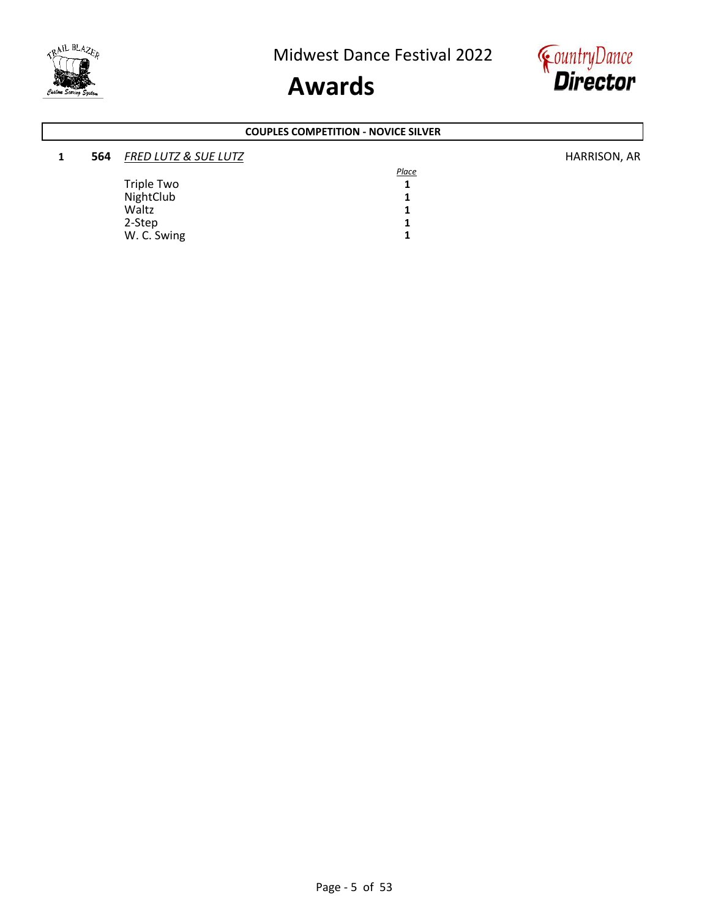Midwest Dance Festival 2022

# Awards

## COUPLES COMPETITION - NOVICE SILVER

**1** **564** *FRED LUTZ & SUE LUTZ* HARRISON, AR

| | *Place* |
|---|---|
| Triple Two | **1** |
| NightClub | **1** |
| Waltz | **1** |
| 2-Step | **1** |
| W. C. Swing | **1** |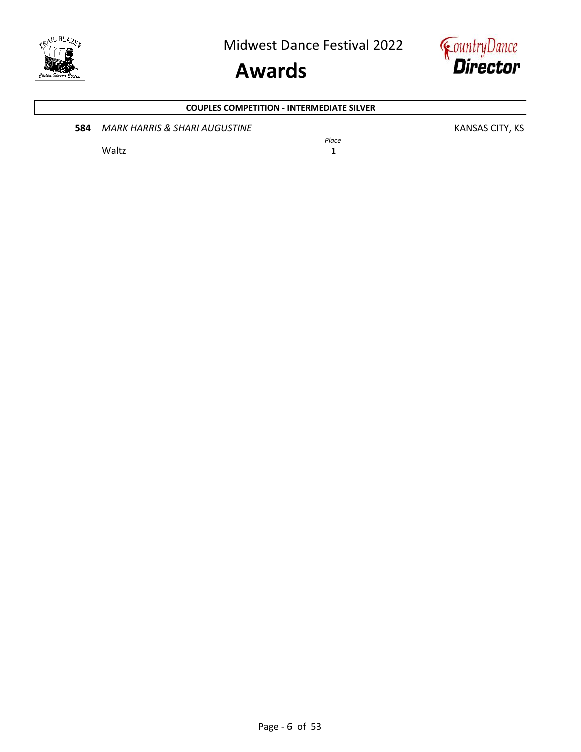Midwest Dance Festival 2022

# Awards

**COUPLES COMPETITION - INTERMEDIATE SILVER**

**584** *MARK HARRIS & SHARI AUGUSTINE* KANSAS CITY, KS

| | *Place* |
|---|---|
| Waltz | **1** |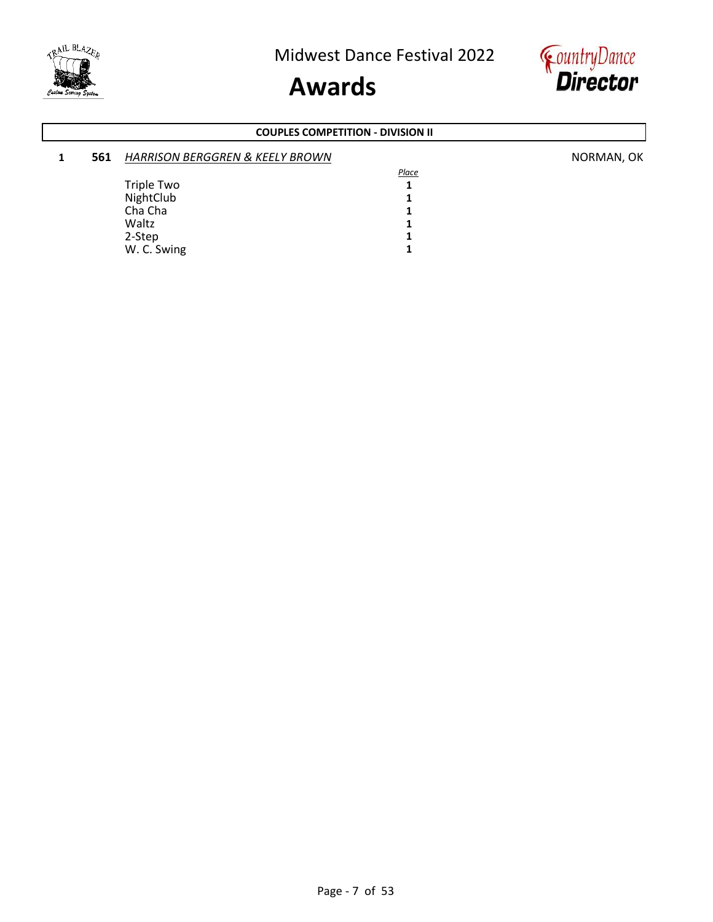# Midwest Dance Festival 2022

## Awards

### COUPLES COMPETITION - DIVISION II

**1** **561** *HARRISON BERGGREN & KEELY BROWN* NORMAN, OK

| | *Place* |
|---|---|
| Triple Two | **1** |
| NightClub | **1** |
| Cha Cha | **1** |
| Waltz | **1** |
| 2-Step | **1** |
| W. C. Swing | **1** |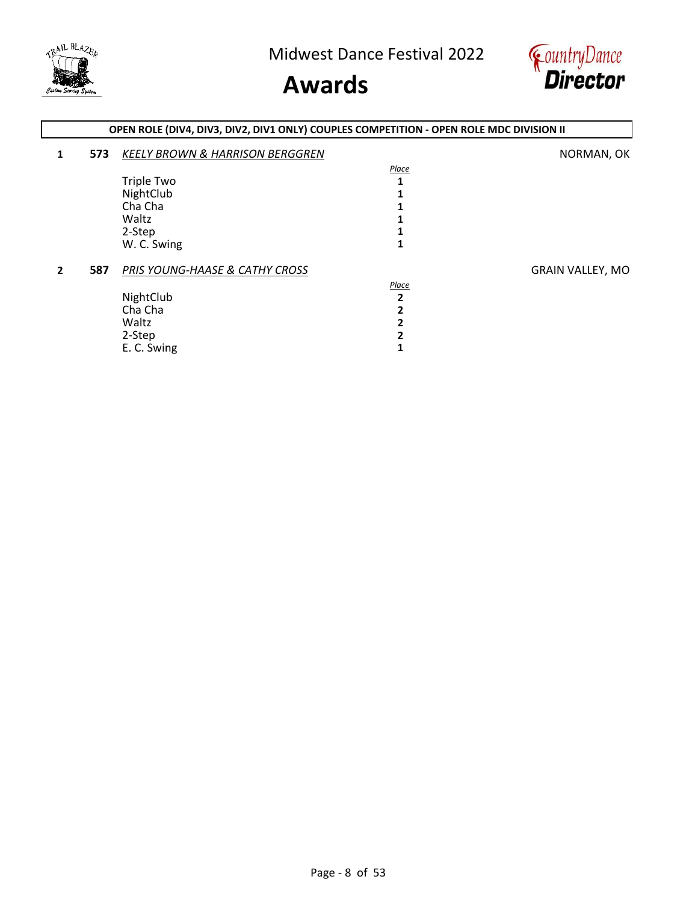# Midwest Dance Festival 2022

## Awards

**OPEN ROLE (DIV4, DIV3, DIV2, DIV1 ONLY) COUPLES COMPETITION - OPEN ROLE MDC DIVISION II**

**1** **573** *KEELY BROWN & HARRISON BERGGREN* — NORMAN, OK

| | *Place* |
|---|---|
| Triple Two | **1** |
| NightClub | **1** |
| Cha Cha | **1** |
| Waltz | **1** |
| 2-Step | **1** |
| W. C. Swing | **1** |

**2** **587** *PRIS YOUNG-HAASE & CATHY CROSS* — GRAIN VALLEY, MO

| | *Place* |
|---|---|
| NightClub | **2** |
| Cha Cha | **2** |
| Waltz | **2** |
| 2-Step | **2** |
| E. C. Swing | **1** |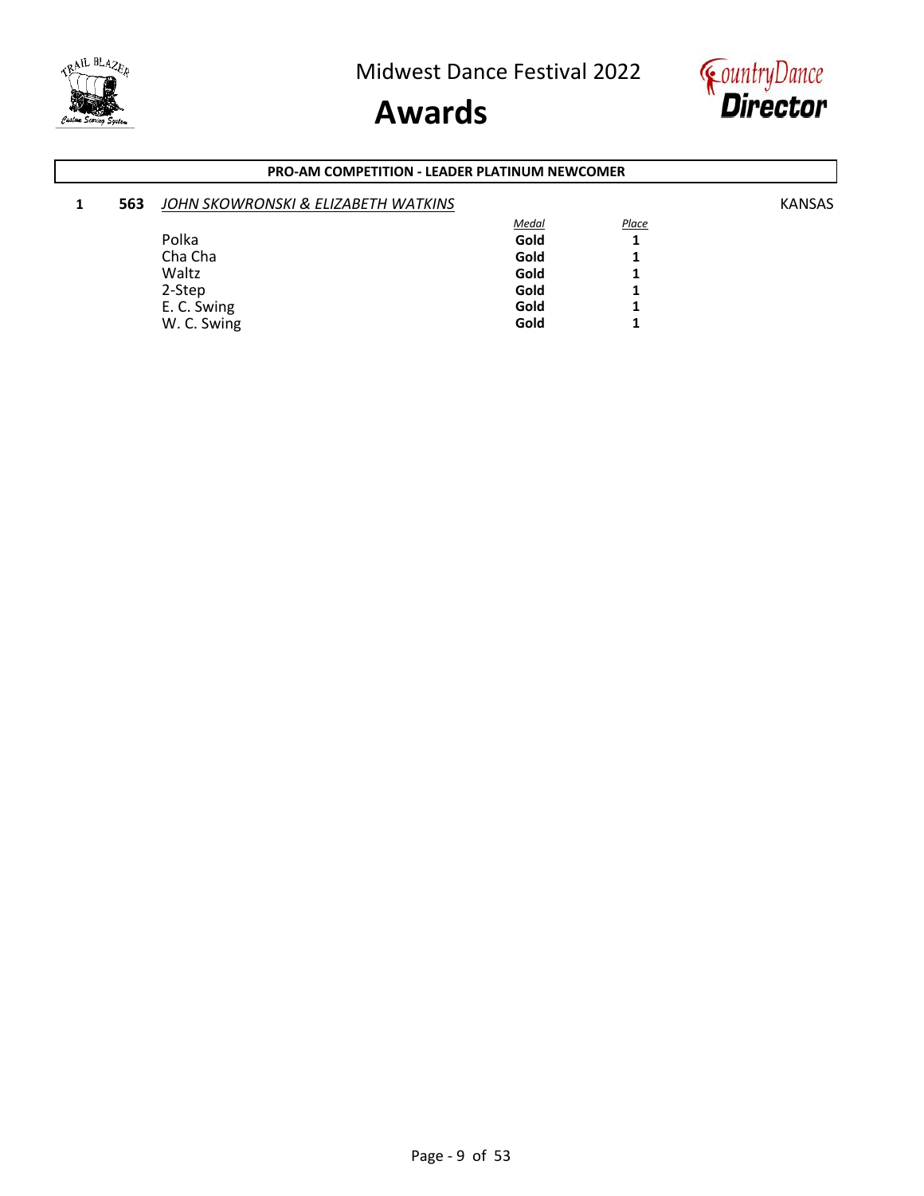# Midwest Dance Festival 2022

# Awards

## PRO-AM COMPETITION - LEADER PLATINUM NEWCOMER

**1** **563** *JOHN SKOWRONSKI & ELIZABETH WATKINS* KANSAS

| | *Medal* | *Place* |
|---|---|---|
| Polka | **Gold** | **1** |
| Cha Cha | **Gold** | **1** |
| Waltz | **Gold** | **1** |
| 2-Step | **Gold** | **1** |
| E. C. Swing | **Gold** | **1** |
| W. C. Swing | **Gold** | **1** |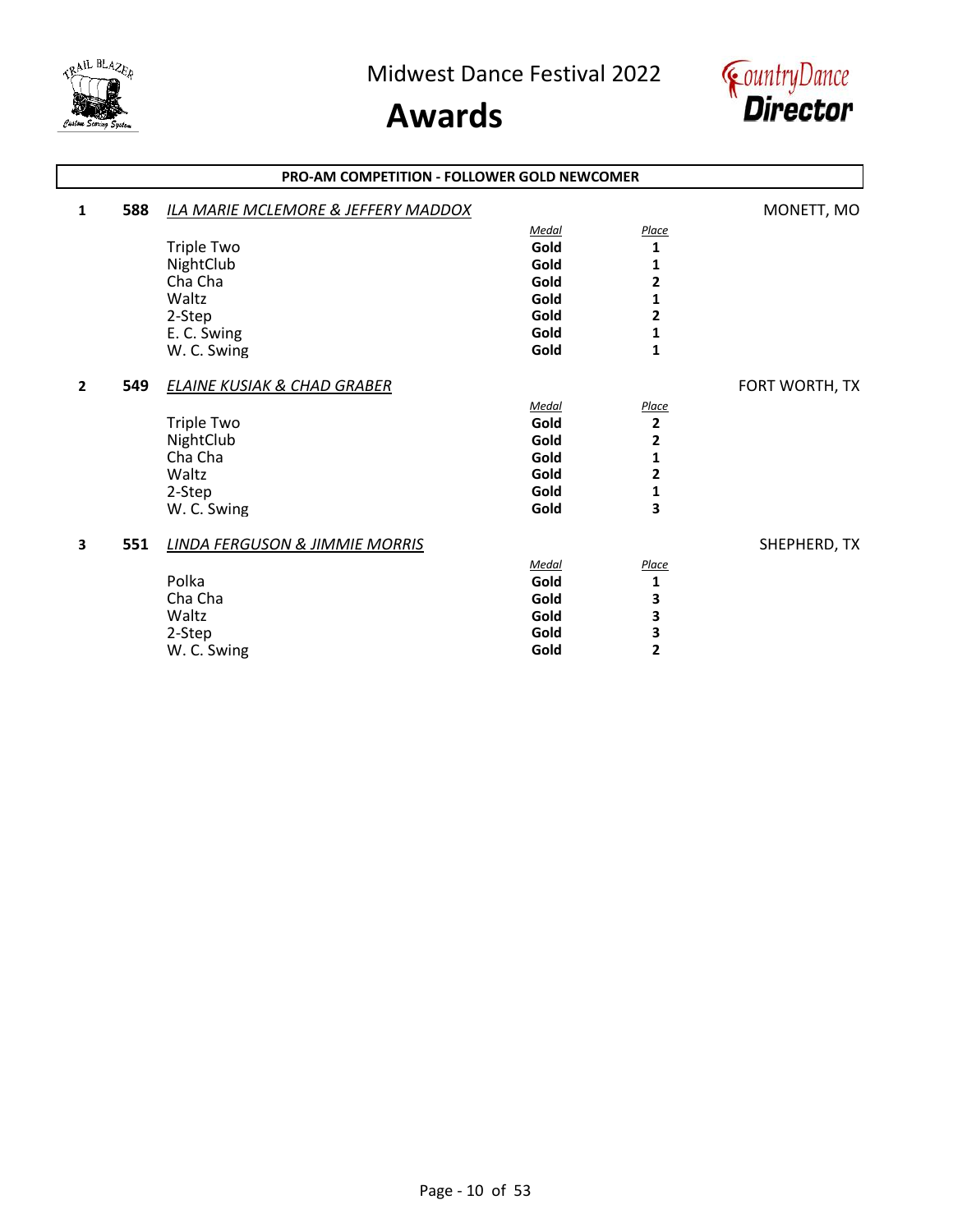## PRO-AM COMPETITION - FOLLOWER GOLD NEWCOMER

**1** **588** *ILA MARIE MCLEMORE & JEFFERY MADDOX* — MONETT, MO

| | *Medal* | *Place* |
|---|---|---|
| Triple Two | **Gold** | **1** |
| NightClub | **Gold** | **1** |
| Cha Cha | **Gold** | **2** |
| Waltz | **Gold** | **1** |
| 2-Step | **Gold** | **2** |
| E. C. Swing | **Gold** | **1** |
| W. C. Swing | **Gold** | **1** |

**2** **549** *ELAINE KUSIAK & CHAD GRABER* — FORT WORTH, TX

| | *Medal* | *Place* |
|---|---|---|
| Triple Two | **Gold** | **2** |
| NightClub | **Gold** | **2** |
| Cha Cha | **Gold** | **1** |
| Waltz | **Gold** | **2** |
| 2-Step | **Gold** | **1** |
| W. C. Swing | **Gold** | **3** |

**3** **551** *LINDA FERGUSON & JIMMIE MORRIS* — SHEPHERD, TX

| | *Medal* | *Place* |
|---|---|---|
| Polka | **Gold** | **1** |
| Cha Cha | **Gold** | **3** |
| Waltz | **Gold** | **3** |
| 2-Step | **Gold** | **3** |
| W. C. Swing | **Gold** | **2** |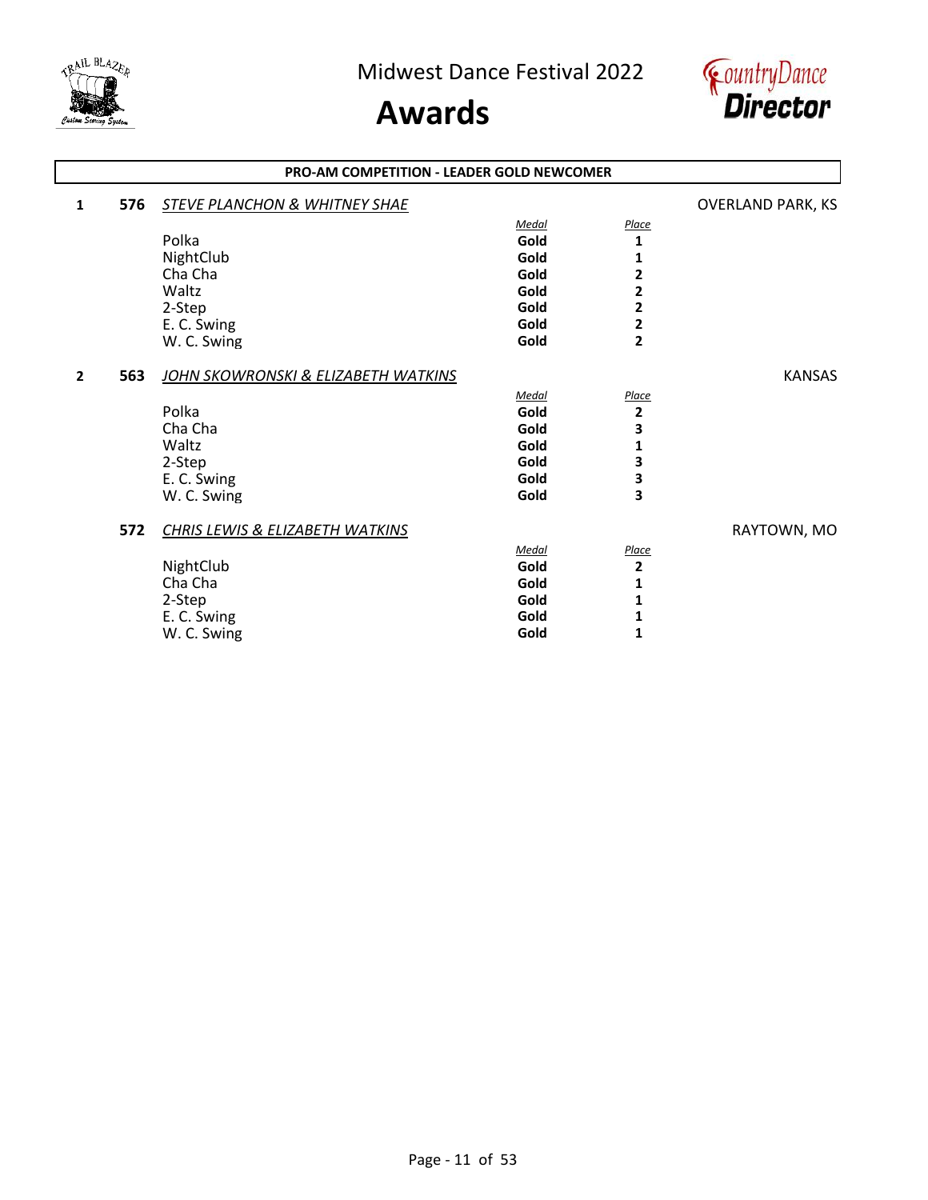# Midwest Dance Festival 2022

# Awards

## PRO-AM COMPETITION - LEADER GOLD NEWCOMER

**1** **576** *STEVE PLANCHON & WHITNEY SHAE* — OVERLAND PARK, KS

| | Medal | Place |
|---|---|---|
| Polka | **Gold** | **1** |
| NightClub | **Gold** | **1** |
| Cha Cha | **Gold** | **2** |
| Waltz | **Gold** | **2** |
| 2-Step | **Gold** | **2** |
| E. C. Swing | **Gold** | **2** |
| W. C. Swing | **Gold** | **2** |

**2** **563** *JOHN SKOWRONSKI & ELIZABETH WATKINS* — KANSAS

| | Medal | Place |
|---|---|---|
| Polka | **Gold** | **2** |
| Cha Cha | **Gold** | **3** |
| Waltz | **Gold** | **1** |
| 2-Step | **Gold** | **3** |
| E. C. Swing | **Gold** | **3** |
| W. C. Swing | **Gold** | **3** |

**572** *CHRIS LEWIS & ELIZABETH WATKINS* — RAYTOWN, MO

| | Medal | Place |
|---|---|---|
| NightClub | **Gold** | **2** |
| Cha Cha | **Gold** | **1** |
| 2-Step | **Gold** | **1** |
| E. C. Swing | **Gold** | **1** |
| W. C. Swing | **Gold** | **1** |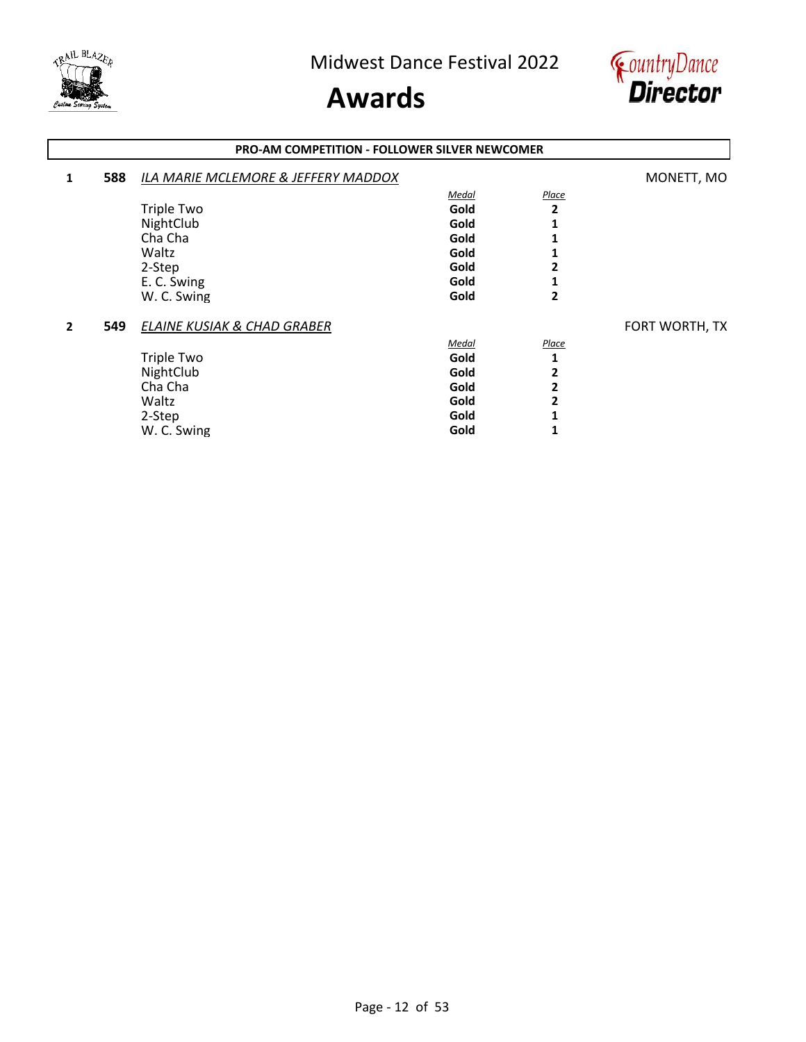## PRO-AM COMPETITION - FOLLOWER SILVER NEWCOMER

**1** **588** *ILA MARIE MCLEMORE & JEFFERY MADDOX* — MONETT, MO

| | Medal | Place |
|---|---|---|
| Triple Two | **Gold** | **2** |
| NightClub | **Gold** | **1** |
| Cha Cha | **Gold** | **1** |
| Waltz | **Gold** | **1** |
| 2-Step | **Gold** | **2** |
| E. C. Swing | **Gold** | **1** |
| W. C. Swing | **Gold** | **2** |

**2** **549** *ELAINE KUSIAK & CHAD GRABER* — FORT WORTH, TX

| | Medal | Place |
|---|---|---|
| Triple Two | **Gold** | **1** |
| NightClub | **Gold** | **2** |
| Cha Cha | **Gold** | **2** |
| Waltz | **Gold** | **2** |
| 2-Step | **Gold** | **1** |
| W. C. Swing | **Gold** | **1** |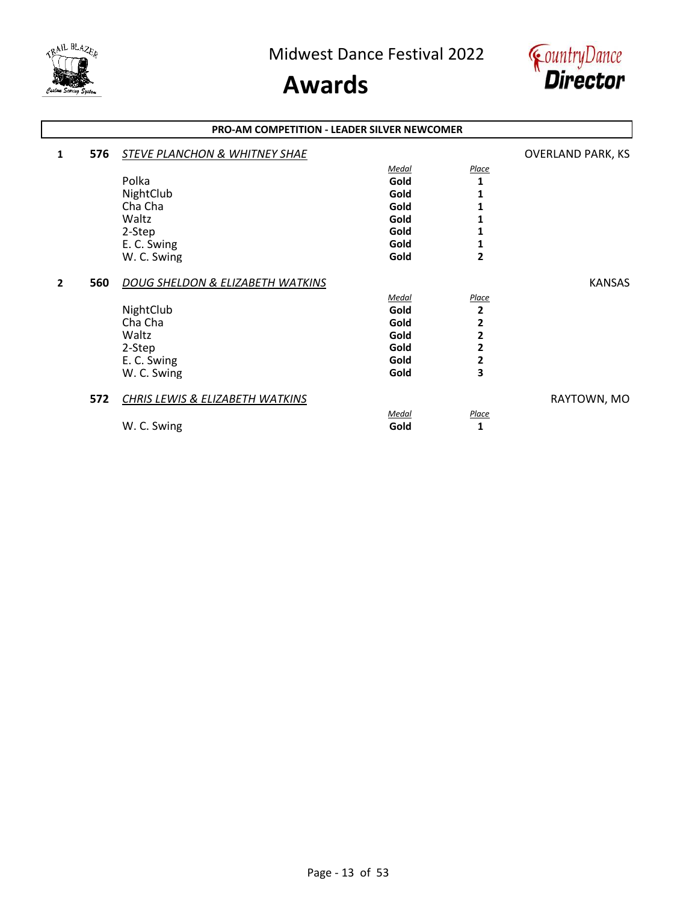## PRO-AM COMPETITION - LEADER SILVER NEWCOMER

**1** **576** *STEVE PLANCHON & WHITNEY SHAE* — OVERLAND PARK, KS

| | Medal | Place |
|---|---|---|
| Polka | **Gold** | **1** |
| NightClub | **Gold** | **1** |
| Cha Cha | **Gold** | **1** |
| Waltz | **Gold** | **1** |
| 2-Step | **Gold** | **1** |
| E. C. Swing | **Gold** | **1** |
| W. C. Swing | **Gold** | **2** |

**2** **560** *DOUG SHELDON & ELIZABETH WATKINS* — KANSAS

| | Medal | Place |
|---|---|---|
| NightClub | **Gold** | **2** |
| Cha Cha | **Gold** | **2** |
| Waltz | **Gold** | **2** |
| 2-Step | **Gold** | **2** |
| E. C. Swing | **Gold** | **2** |
| W. C. Swing | **Gold** | **3** |

**572** *CHRIS LEWIS & ELIZABETH WATKINS* — RAYTOWN, MO

| | Medal | Place |
|---|---|---|
| W. C. Swing | **Gold** | **1** |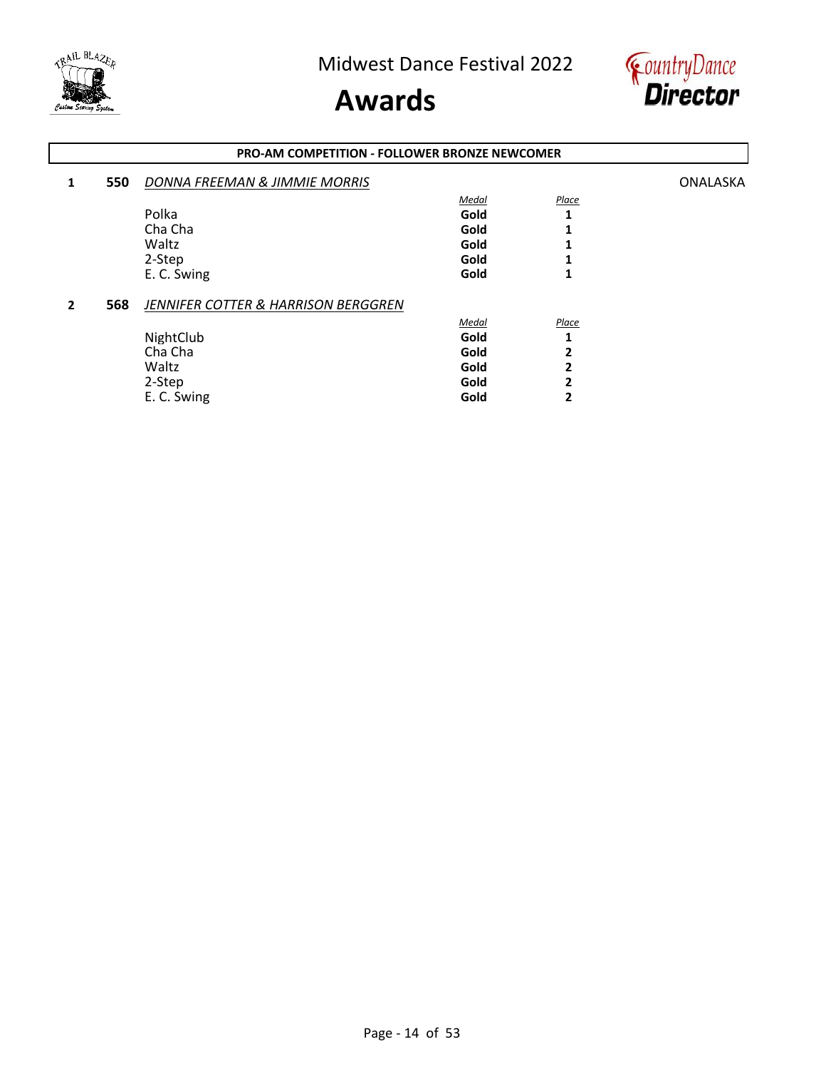## PRO-AM COMPETITION - FOLLOWER BRONZE NEWCOMER

**1** **550** *DONNA FREEMAN & JIMMIE MORRIS* ONALASKA

| | Medal | Place |
|---|---|---|
| Polka | **Gold** | **1** |
| Cha Cha | **Gold** | **1** |
| Waltz | **Gold** | **1** |
| 2-Step | **Gold** | **1** |
| E. C. Swing | **Gold** | **1** |

**2** **568** *JENNIFER COTTER & HARRISON BERGGREN*

| | Medal | Place |
|---|---|---|
| NightClub | **Gold** | **1** |
| Cha Cha | **Gold** | **2** |
| Waltz | **Gold** | **2** |
| 2-Step | **Gold** | **2** |
| E. C. Swing | **Gold** | **2** |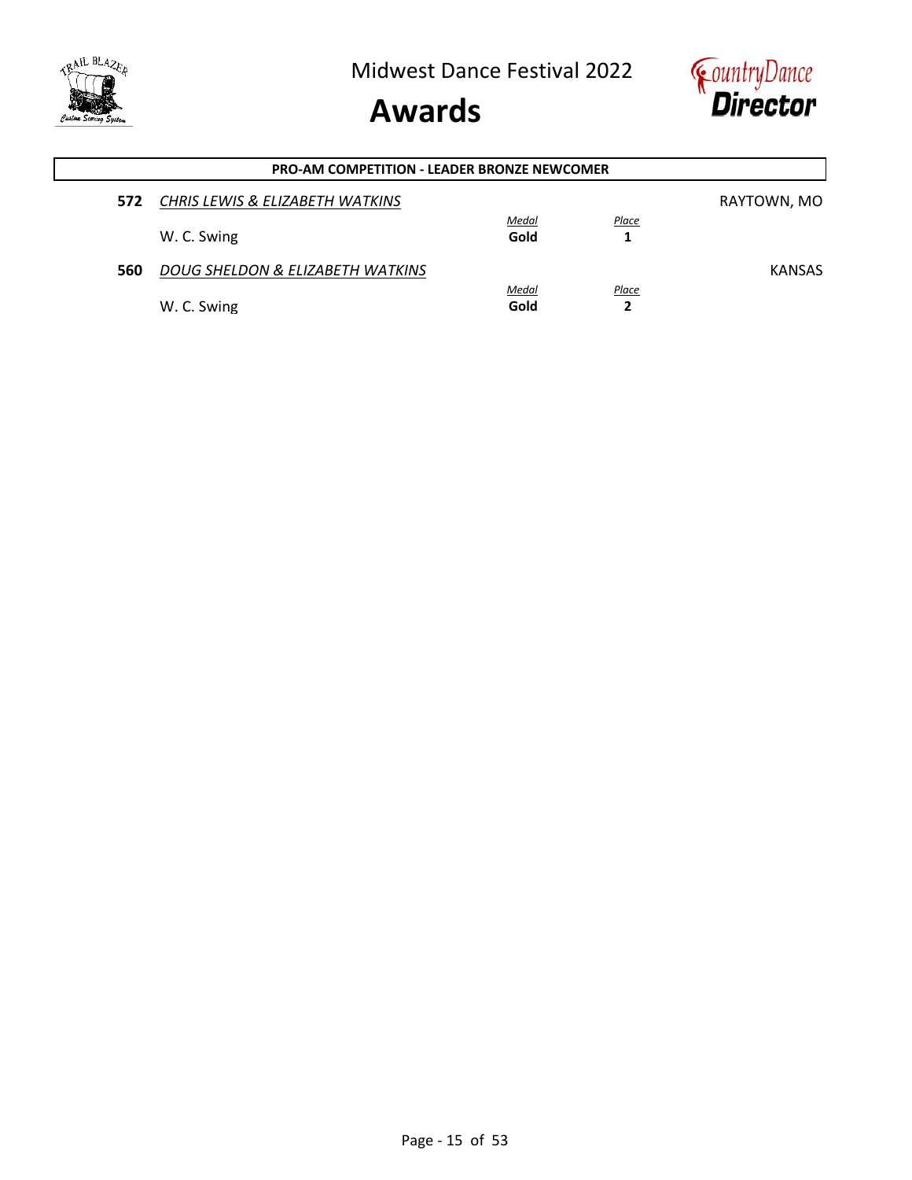## PRO-AM COMPETITION - LEADER BRONZE NEWCOMER

**572** *CHRIS LEWIS & ELIZABETH WATKINS* — RAYTOWN, MO

| | *Medal* | *Place* |
|---|---|---|
| W. C. Swing | **Gold** | **1** |

**560** *DOUG SHELDON & ELIZABETH WATKINS* — KANSAS

| | *Medal* | *Place* |
|---|---|---|
| W. C. Swing | **Gold** | **2** |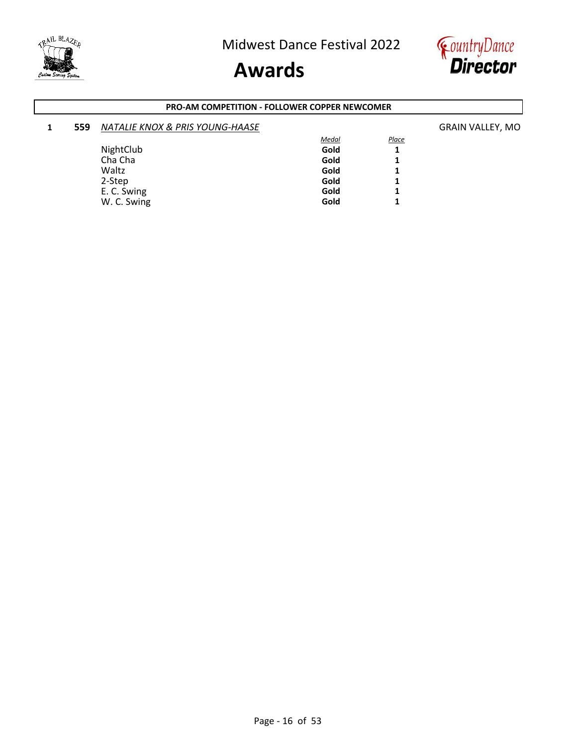Midwest Dance Festival 2022

# Awards

### PRO-AM COMPETITION - FOLLOWER COPPER NEWCOMER

**1** **559** *NATALIE KNOX & PRIS YOUNG-HAASE* GRAIN VALLEY, MO

| | *Medal* | *Place* |
|---|---|---|
| NightClub | **Gold** | **1** |
| Cha Cha | **Gold** | **1** |
| Waltz | **Gold** | **1** |
| 2-Step | **Gold** | **1** |
| E. C. Swing | **Gold** | **1** |
| W. C. Swing | **Gold** | **1** |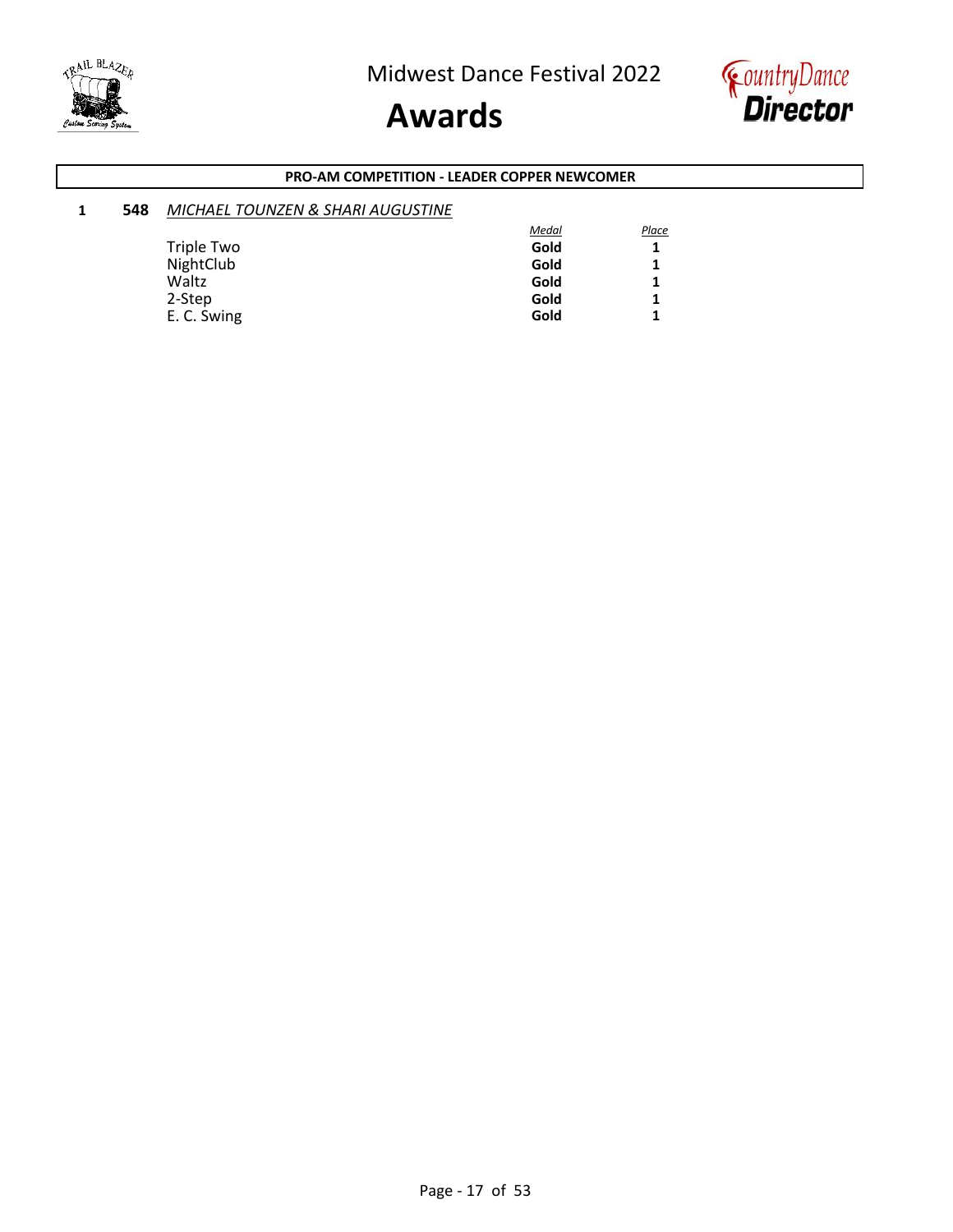Midwest Dance Festival 2022

# Awards

**PRO-AM COMPETITION - LEADER COPPER NEWCOMER**

**1** **548** *MICHAEL TOUNZEN & SHARI AUGUSTINE*

| | *Medal* | *Place* |
|---|---|---|
| Triple Two | **Gold** | **1** |
| NightClub | **Gold** | **1** |
| Waltz | **Gold** | **1** |
| 2-Step | **Gold** | **1** |
| E. C. Swing | **Gold** | **1** |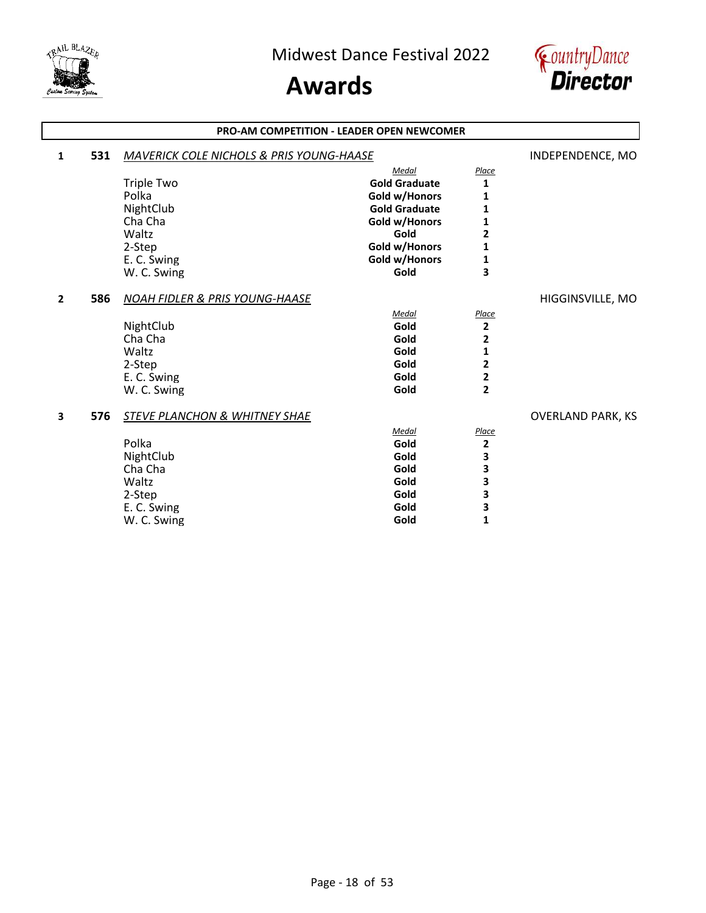# Midwest Dance Festival 2022

# Awards

**PRO-AM COMPETITION - LEADER OPEN NEWCOMER**

**1** **531** *MAVERICK COLE NICHOLS & PRIS YOUNG-HAASE* INDEPENDENCE, MO

| | *Medal* | *Place* |
|---|---|---|
| Triple Two | **Gold Graduate** | **1** |
| Polka | **Gold w/Honors** | **1** |
| NightClub | **Gold Graduate** | **1** |
| Cha Cha | **Gold w/Honors** | **1** |
| Waltz | **Gold** | **2** |
| 2-Step | **Gold w/Honors** | **1** |
| E. C. Swing | **Gold w/Honors** | **1** |
| W. C. Swing | **Gold** | **3** |

**2** **586** *NOAH FIDLER & PRIS YOUNG-HAASE* HIGGINSVILLE, MO

| | *Medal* | *Place* |
|---|---|---|
| NightClub | **Gold** | **2** |
| Cha Cha | **Gold** | **2** |
| Waltz | **Gold** | **1** |
| 2-Step | **Gold** | **2** |
| E. C. Swing | **Gold** | **2** |
| W. C. Swing | **Gold** | **2** |

**3** **576** *STEVE PLANCHON & WHITNEY SHAE* OVERLAND PARK, KS

| | *Medal* | *Place* |
|---|---|---|
| Polka | **Gold** | **2** |
| NightClub | **Gold** | **3** |
| Cha Cha | **Gold** | **3** |
| Waltz | **Gold** | **3** |
| 2-Step | **Gold** | **3** |
| E. C. Swing | **Gold** | **3** |
| W. C. Swing | **Gold** | **1** |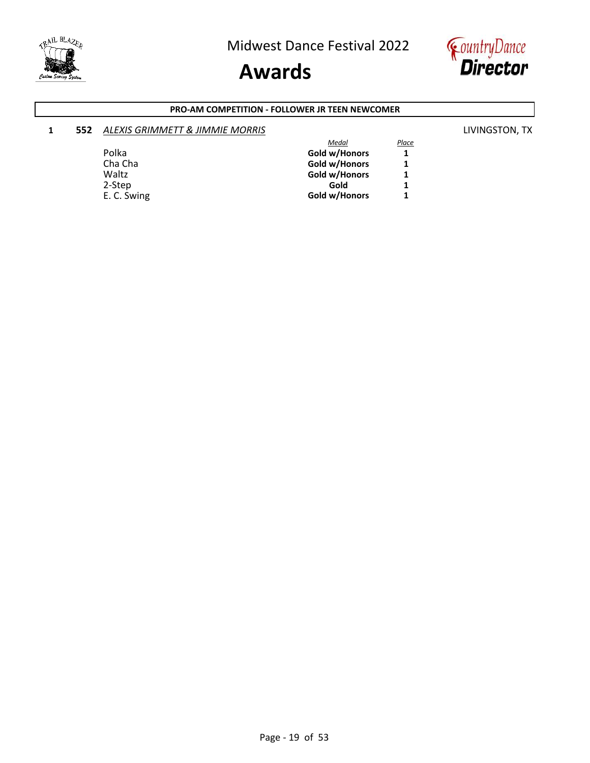## PRO-AM COMPETITION - FOLLOWER JR TEEN NEWCOMER

**1** **552** *ALEXIS GRIMMETT & JIMMIE MORRIS* LIVINGSTON, TX

| | *Medal* | *Place* |
|---|---|---|
| Polka | **Gold w/Honors** | **1** |
| Cha Cha | **Gold w/Honors** | **1** |
| Waltz | **Gold w/Honors** | **1** |
| 2-Step | **Gold** | **1** |
| E. C. Swing | **Gold w/Honors** | **1** |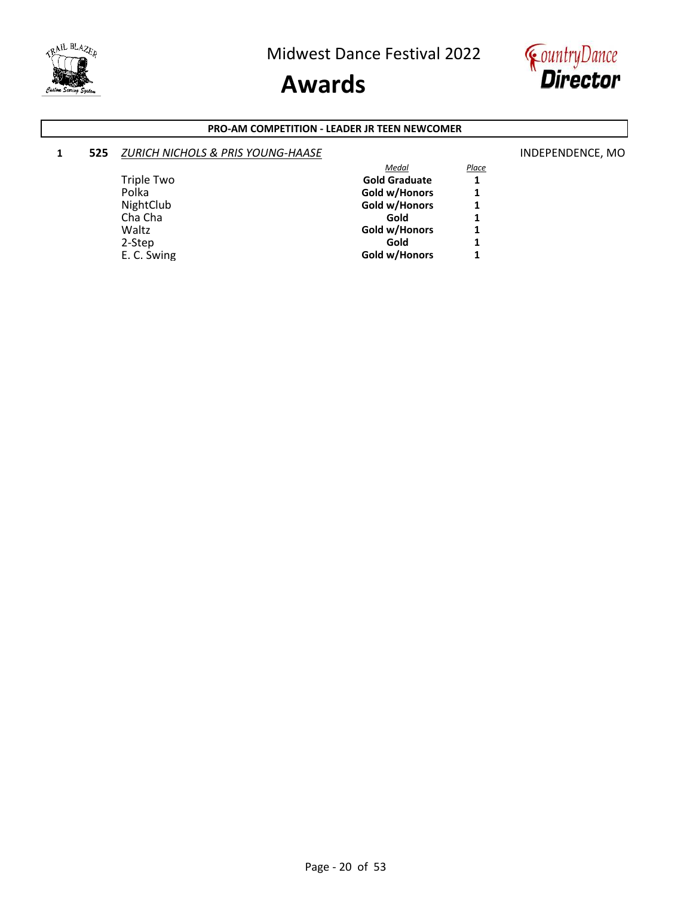Midwest Dance Festival 2022

# Awards

**PRO-AM COMPETITION - LEADER JR TEEN NEWCOMER**

**1** **525** *ZURICH NICHOLS & PRIS YOUNG-HAASE* INDEPENDENCE, MO

| | *Medal* | *Place* |
|---|---|---|
| Triple Two | **Gold Graduate** | **1** |
| Polka | **Gold w/Honors** | **1** |
| NightClub | **Gold w/Honors** | **1** |
| Cha Cha | **Gold** | **1** |
| Waltz | **Gold w/Honors** | **1** |
| 2-Step | **Gold** | **1** |
| E. C. Swing | **Gold w/Honors** | **1** |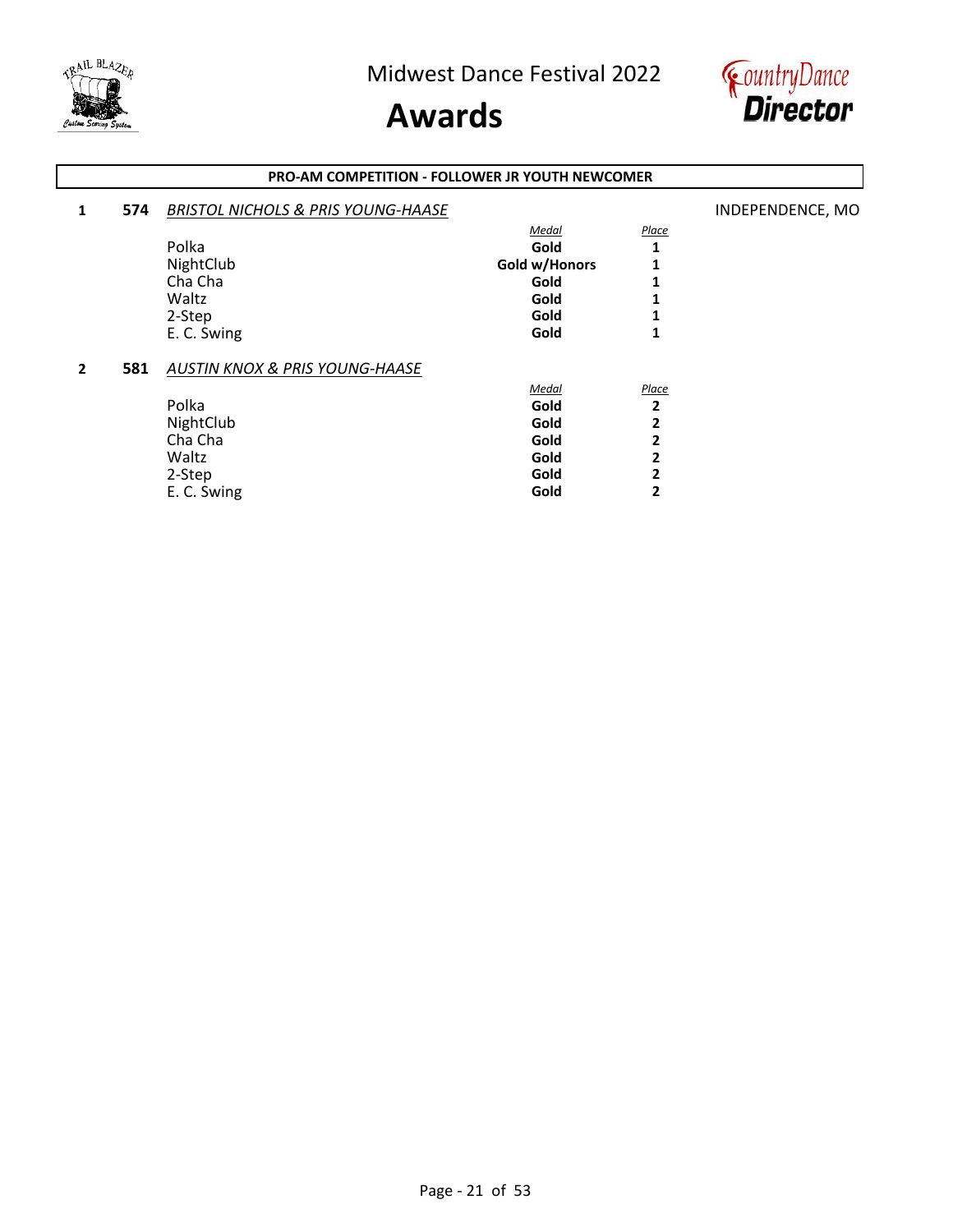Midwest Dance Festival 2022

# Awards

**PRO-AM COMPETITION - FOLLOWER JR YOUTH NEWCOMER**

**1** **574** *BRISTOL NICHOLS & PRIS YOUNG-HAASE* INDEPENDENCE, MO

| | *Medal* | *Place* |
|---|---|---|
| Polka | **Gold** | **1** |
| NightClub | **Gold w/Honors** | **1** |
| Cha Cha | **Gold** | **1** |
| Waltz | **Gold** | **1** |
| 2-Step | **Gold** | **1** |
| E. C. Swing | **Gold** | **1** |

**2** **581** *AUSTIN KNOX & PRIS YOUNG-HAASE*

| | *Medal* | *Place* |
|---|---|---|
| Polka | **Gold** | **2** |
| NightClub | **Gold** | **2** |
| Cha Cha | **Gold** | **2** |
| Waltz | **Gold** | **2** |
| 2-Step | **Gold** | **2** |
| E. C. Swing | **Gold** | **2** |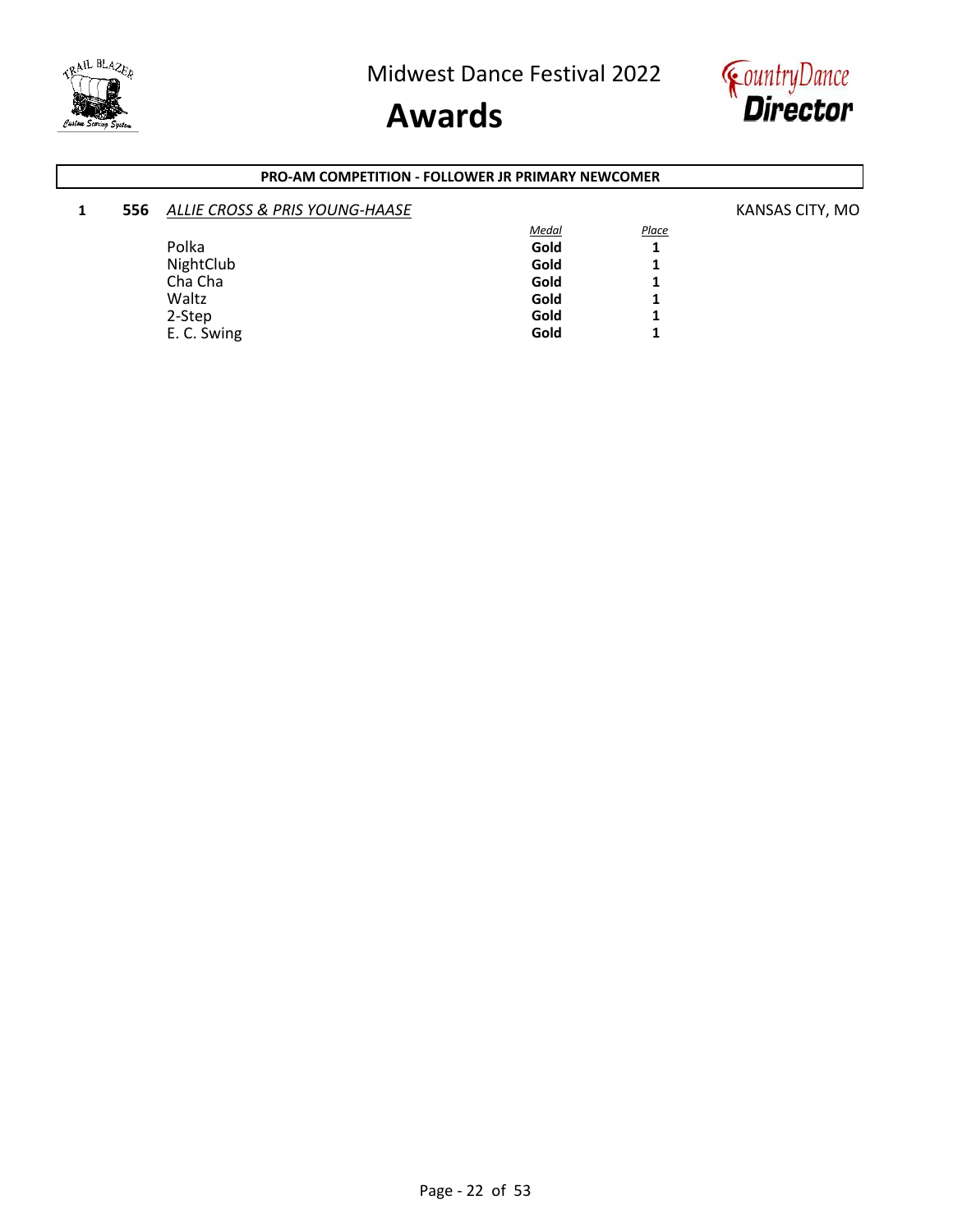## PRO-AM COMPETITION - FOLLOWER JR PRIMARY NEWCOMER

**1** **556** *ALLIE CROSS & PRIS YOUNG-HAASE* KANSAS CITY, MO

| | *Medal* | *Place* |
|---|---|---|
| Polka | **Gold** | **1** |
| NightClub | **Gold** | **1** |
| Cha Cha | **Gold** | **1** |
| Waltz | **Gold** | **1** |
| 2-Step | **Gold** | **1** |
| E. C. Swing | **Gold** | **1** |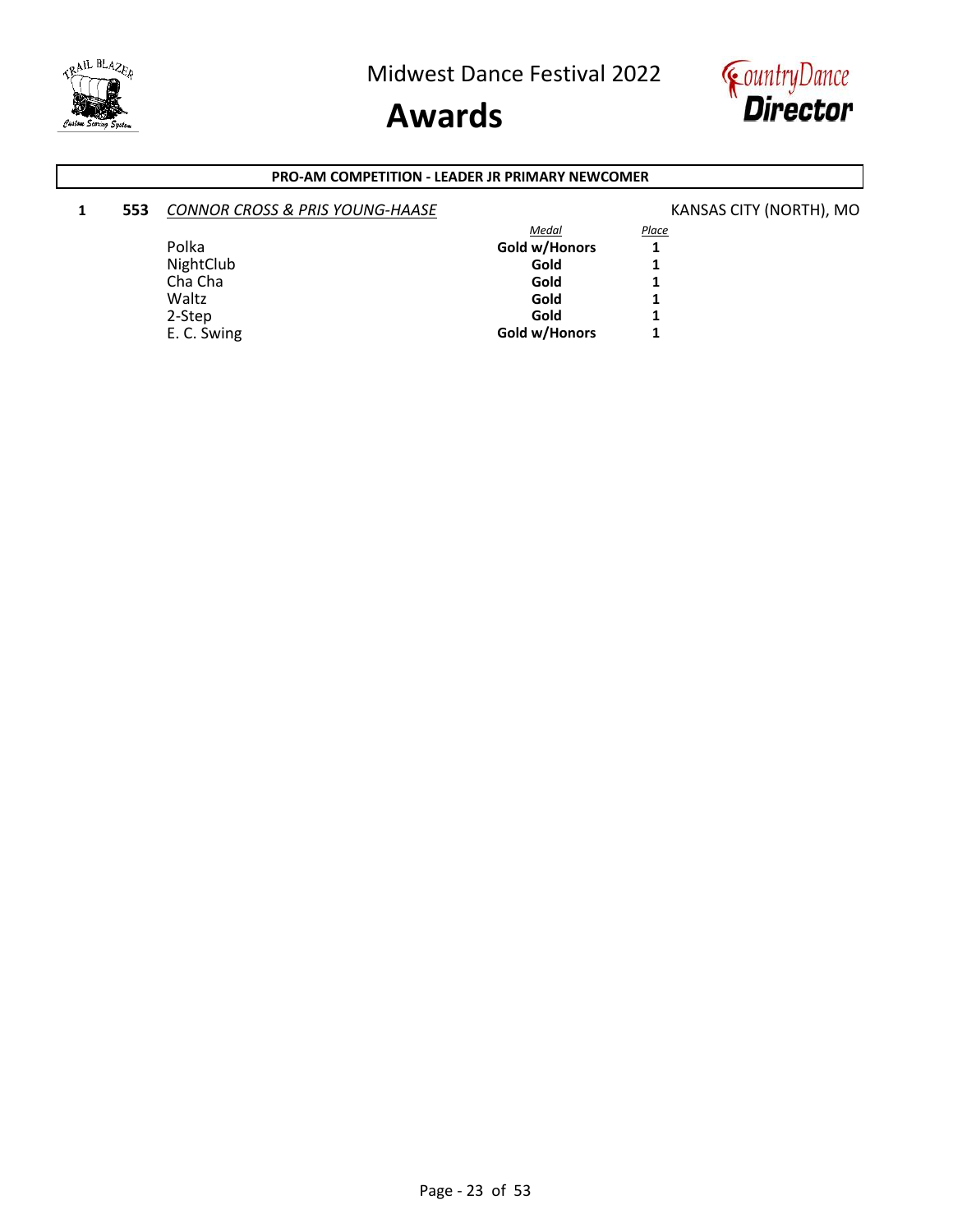## PRO-AM COMPETITION - LEADER JR PRIMARY NEWCOMER

**1** **553** *CONNOR CROSS & PRIS YOUNG-HAASE* KANSAS CITY (NORTH), MO

| | *Medal* | *Place* |
|---|---|---|
| Polka | **Gold w/Honors** | **1** |
| NightClub | **Gold** | **1** |
| Cha Cha | **Gold** | **1** |
| Waltz | **Gold** | **1** |
| 2-Step | **Gold** | **1** |
| E. C. Swing | **Gold w/Honors** | **1** |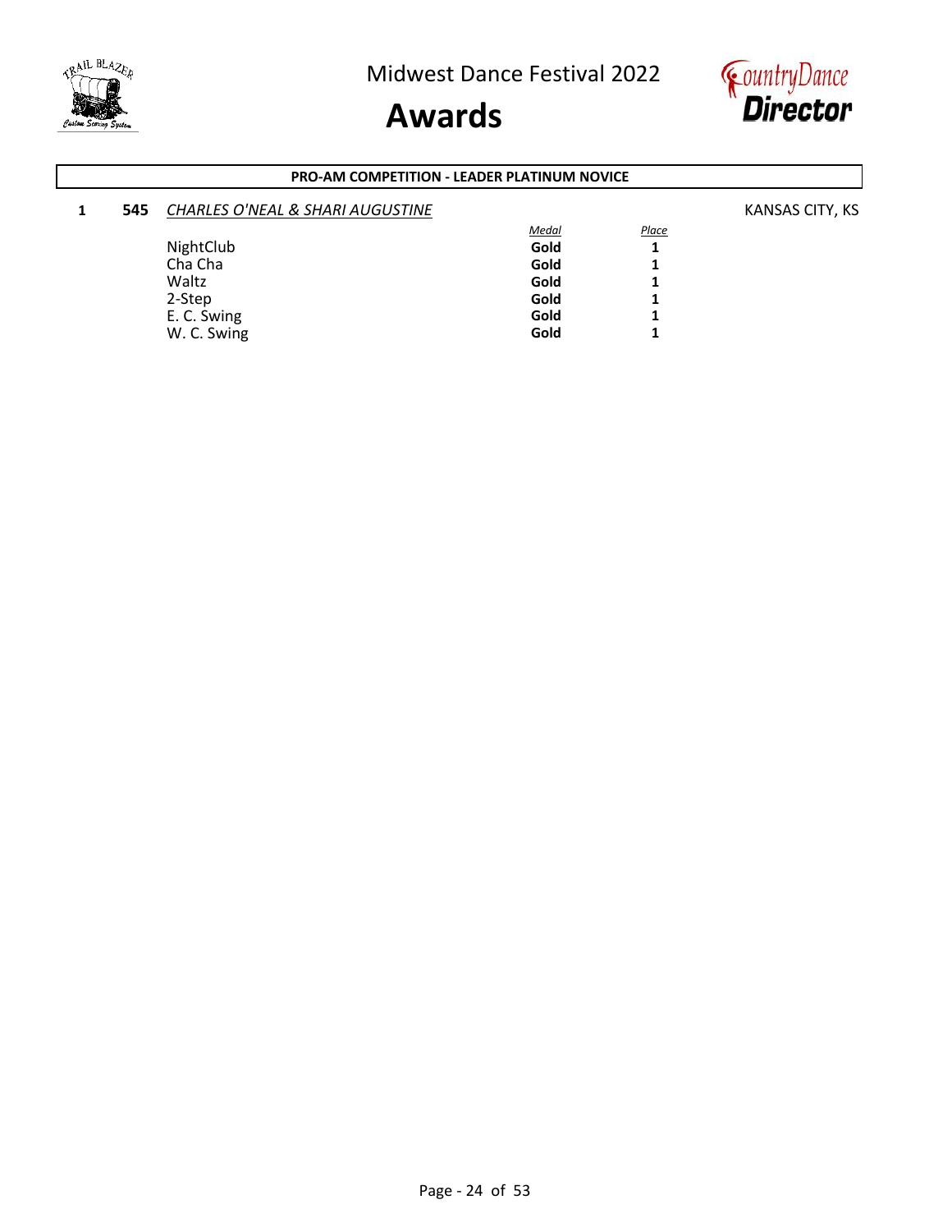# Midwest Dance Festival 2022

# Awards

**PRO-AM COMPETITION - LEADER PLATINUM NOVICE**

**1** **545** *CHARLES O'NEAL & SHARI AUGUSTINE* KANSAS CITY, KS

| | *Medal* | *Place* |
|---|---|---|
| NightClub | **Gold** | **1** |
| Cha Cha | **Gold** | **1** |
| Waltz | **Gold** | **1** |
| 2-Step | **Gold** | **1** |
| E. C. Swing | **Gold** | **1** |
| W. C. Swing | **Gold** | **1** |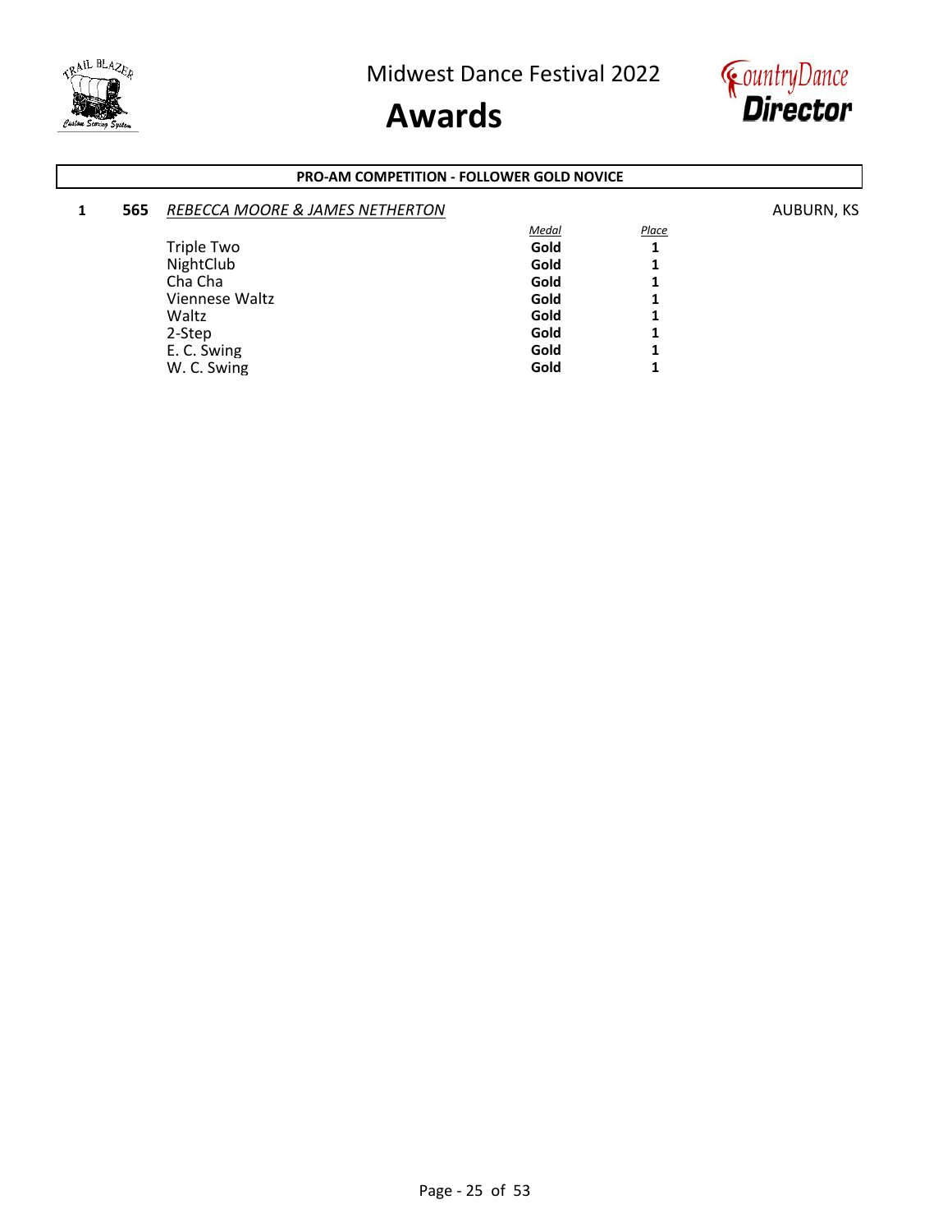## PRO-AM COMPETITION - FOLLOWER GOLD NOVICE

**1** **565** *REBECCA MOORE & JAMES NETHERTON* AUBURN, KS

| | *Medal* | *Place* |
|---|---|---|
| Triple Two | **Gold** | **1** |
| NightClub | **Gold** | **1** |
| Cha Cha | **Gold** | **1** |
| Viennese Waltz | **Gold** | **1** |
| Waltz | **Gold** | **1** |
| 2-Step | **Gold** | **1** |
| E. C. Swing | **Gold** | **1** |
| W. C. Swing | **Gold** | **1** |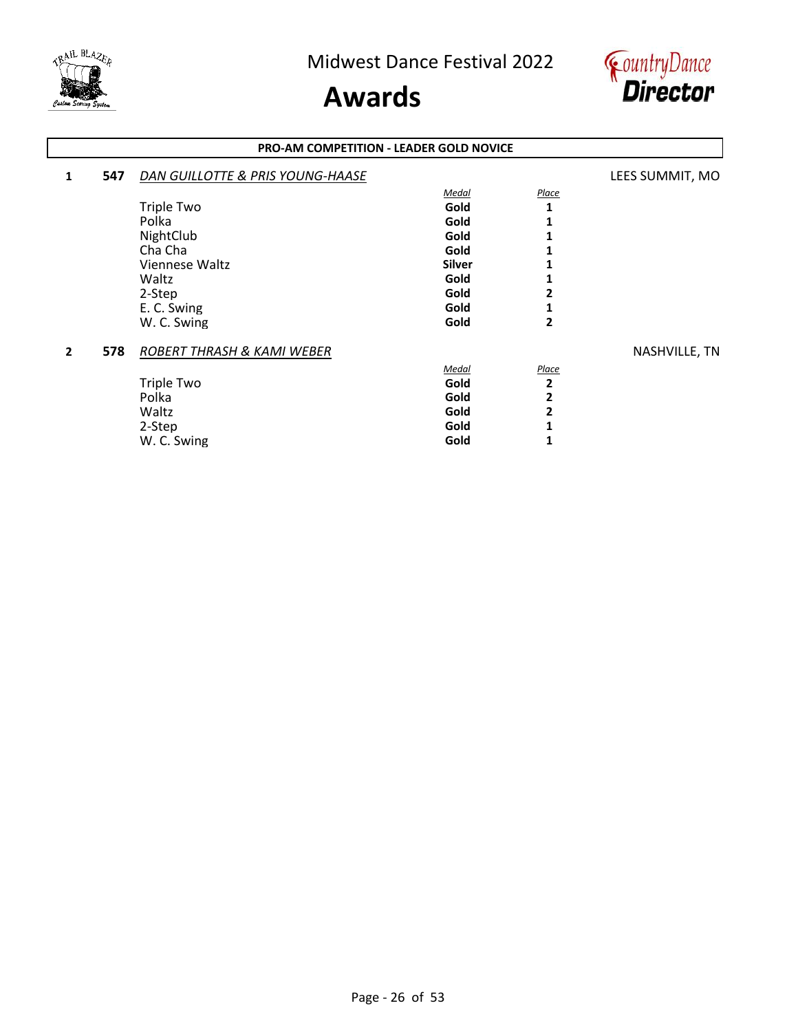# Midwest Dance Festival 2022

# Awards

## PRO-AM COMPETITION - LEADER GOLD NOVICE

**1 547** *DAN GUILLOTTE & PRIS YOUNG-HAASE* — LEES SUMMIT, MO

| | *Medal* | *Place* |
|---|---|---|
| Triple Two | **Gold** | **1** |
| Polka | **Gold** | **1** |
| NightClub | **Gold** | **1** |
| Cha Cha | **Gold** | **1** |
| Viennese Waltz | **Silver** | **1** |
| Waltz | **Gold** | **1** |
| 2-Step | **Gold** | **2** |
| E. C. Swing | **Gold** | **1** |
| W. C. Swing | **Gold** | **2** |

**2 578** *ROBERT THRASH & KAMI WEBER* — NASHVILLE, TN

| | *Medal* | *Place* |
|---|---|---|
| Triple Two | **Gold** | **2** |
| Polka | **Gold** | **2** |
| Waltz | **Gold** | **2** |
| 2-Step | **Gold** | **1** |
| W. C. Swing | **Gold** | **1** |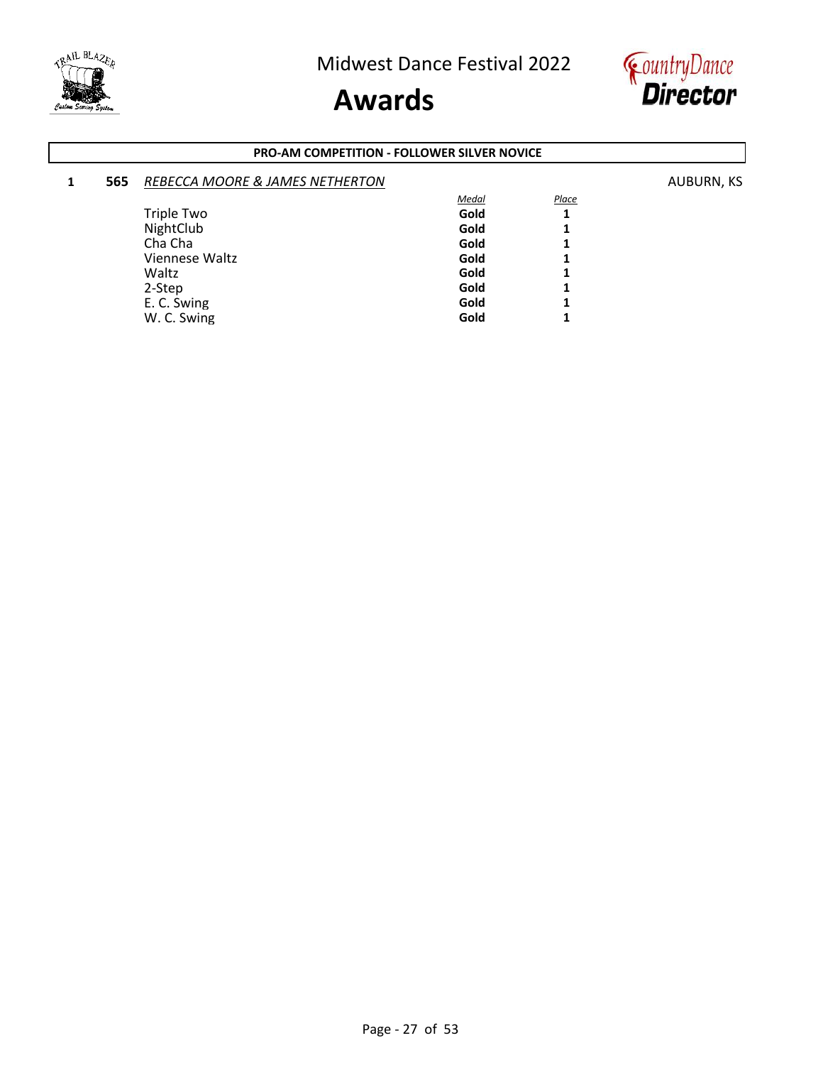## PRO-AM COMPETITION - FOLLOWER SILVER NOVICE

**1** **565** *REBECCA MOORE & JAMES NETHERTON* AUBURN, KS

| | *Medal* | *Place* |
|---|---|---|
| Triple Two | **Gold** | **1** |
| NightClub | **Gold** | **1** |
| Cha Cha | **Gold** | **1** |
| Viennese Waltz | **Gold** | **1** |
| Waltz | **Gold** | **1** |
| 2-Step | **Gold** | **1** |
| E. C. Swing | **Gold** | **1** |
| W. C. Swing | **Gold** | **1** |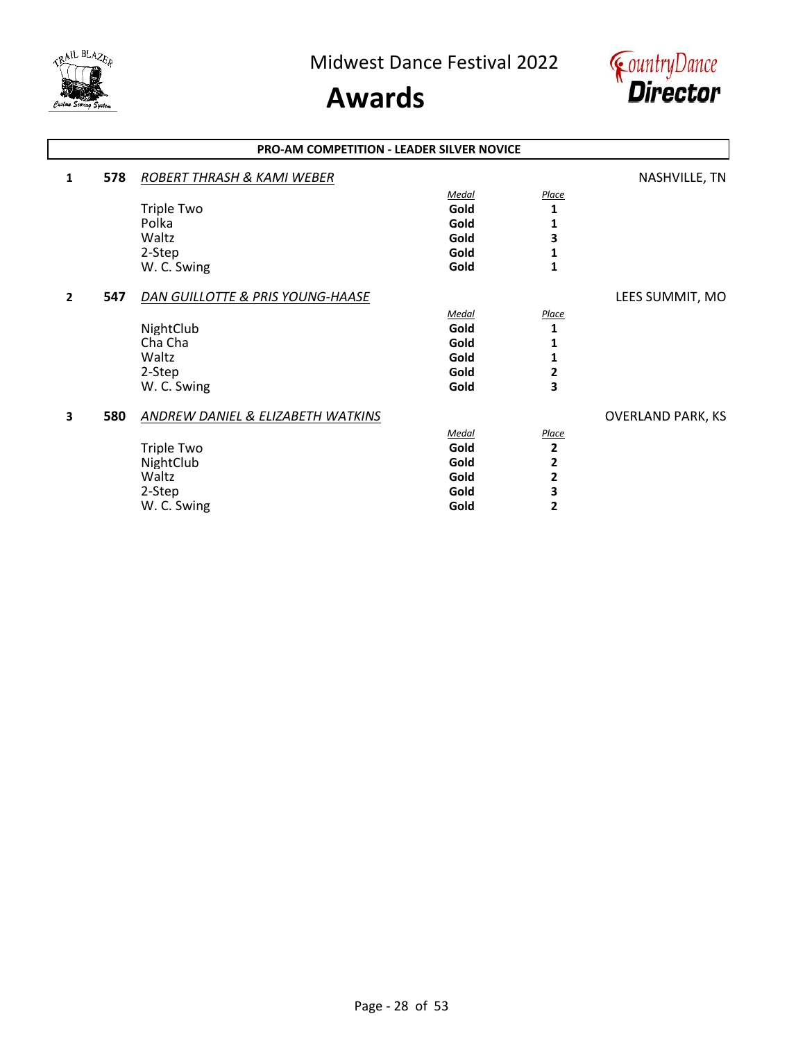# Midwest Dance Festival 2022

# Awards

**PRO-AM COMPETITION - LEADER SILVER NOVICE**

**1** **578** *ROBERT THRASH & KAMI WEBER* NASHVILLE, TN

| | *Medal* | *Place* |
|---|---|---|
| Triple Two | **Gold** | **1** |
| Polka | **Gold** | **1** |
| Waltz | **Gold** | **3** |
| 2-Step | **Gold** | **1** |
| W. C. Swing | **Gold** | **1** |

**2** **547** *DAN GUILLOTTE & PRIS YOUNG-HAASE* LEES SUMMIT, MO

| | *Medal* | *Place* |
|---|---|---|
| NightClub | **Gold** | **1** |
| Cha Cha | **Gold** | **1** |
| Waltz | **Gold** | **1** |
| 2-Step | **Gold** | **2** |
| W. C. Swing | **Gold** | **3** |

**3** **580** *ANDREW DANIEL & ELIZABETH WATKINS* OVERLAND PARK, KS

| | *Medal* | *Place* |
|---|---|---|
| Triple Two | **Gold** | **2** |
| NightClub | **Gold** | **2** |
| Waltz | **Gold** | **2** |
| 2-Step | **Gold** | **3** |
| W. C. Swing | **Gold** | **2** |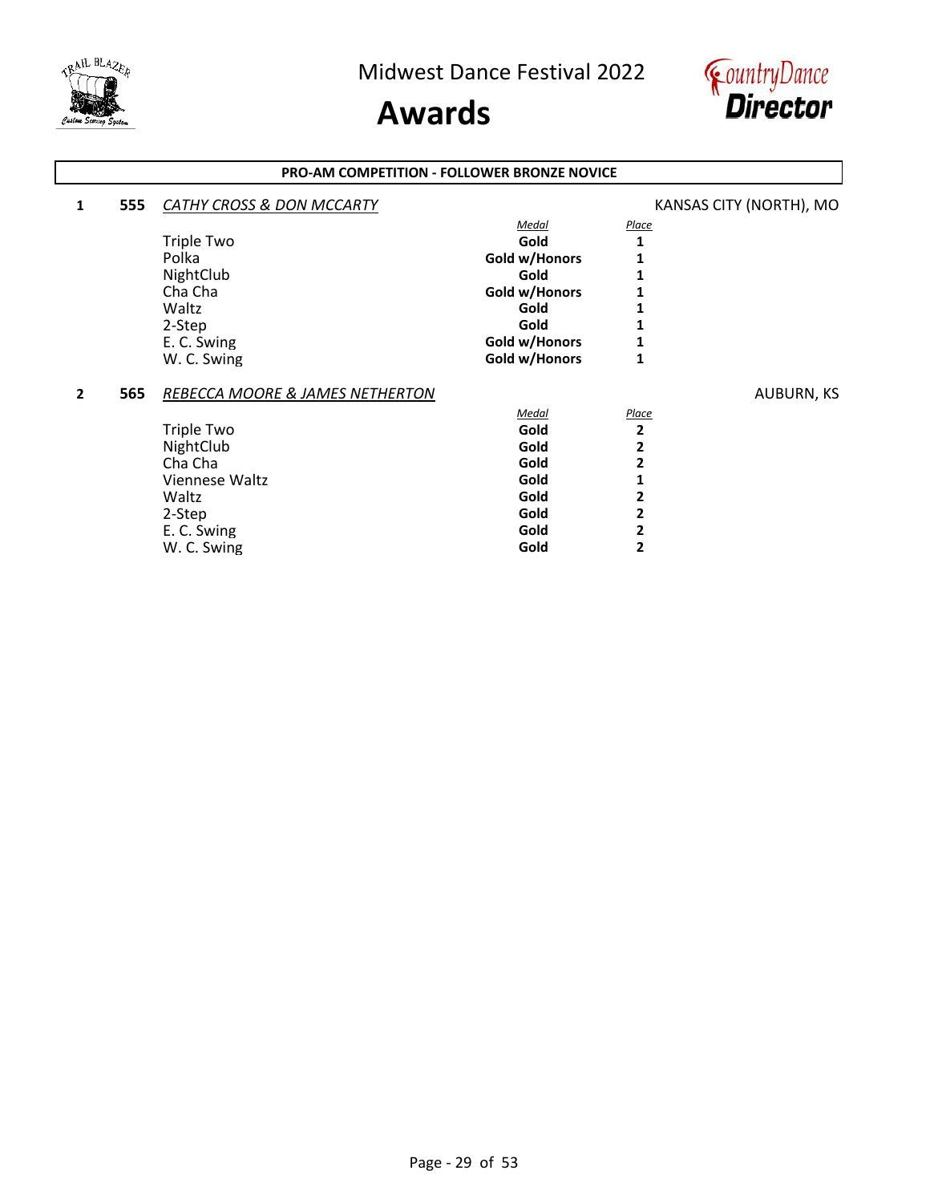# PRO-AM COMPETITION - FOLLOWER BRONZE NOVICE

**1** **555** *CATHY CROSS & DON MCCARTY* — KANSAS CITY (NORTH), MO

| | *Medal* | *Place* |
|---|---|---|
| Triple Two | **Gold** | **1** |
| Polka | **Gold w/Honors** | **1** |
| NightClub | **Gold** | **1** |
| Cha Cha | **Gold w/Honors** | **1** |
| Waltz | **Gold** | **1** |
| 2-Step | **Gold** | **1** |
| E. C. Swing | **Gold w/Honors** | **1** |
| W. C. Swing | **Gold w/Honors** | **1** |

**2** **565** *REBECCA MOORE & JAMES NETHERTON* — AUBURN, KS

| | *Medal* | *Place* |
|---|---|---|
| Triple Two | **Gold** | **2** |
| NightClub | **Gold** | **2** |
| Cha Cha | **Gold** | **2** |
| Viennese Waltz | **Gold** | **1** |
| Waltz | **Gold** | **2** |
| 2-Step | **Gold** | **2** |
| E. C. Swing | **Gold** | **2** |
| W. C. Swing | **Gold** | **2** |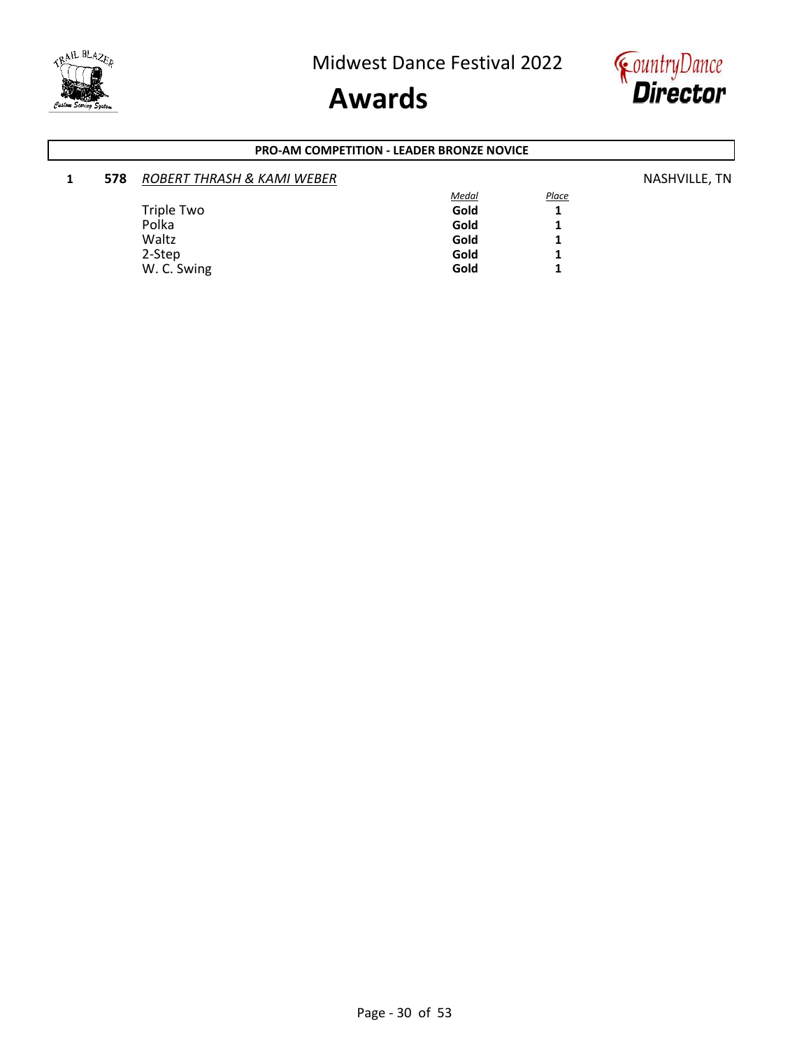# Midwest Dance Festival 2022

## Awards

**PRO-AM COMPETITION - LEADER BRONZE NOVICE**

**1** **578** *ROBERT THRASH & KAMI WEBER* NASHVILLE, TN

| | *Medal* | *Place* |
|---|---|---|
| Triple Two | **Gold** | **1** |
| Polka | **Gold** | **1** |
| Waltz | **Gold** | **1** |
| 2-Step | **Gold** | **1** |
| W. C. Swing | **Gold** | **1** |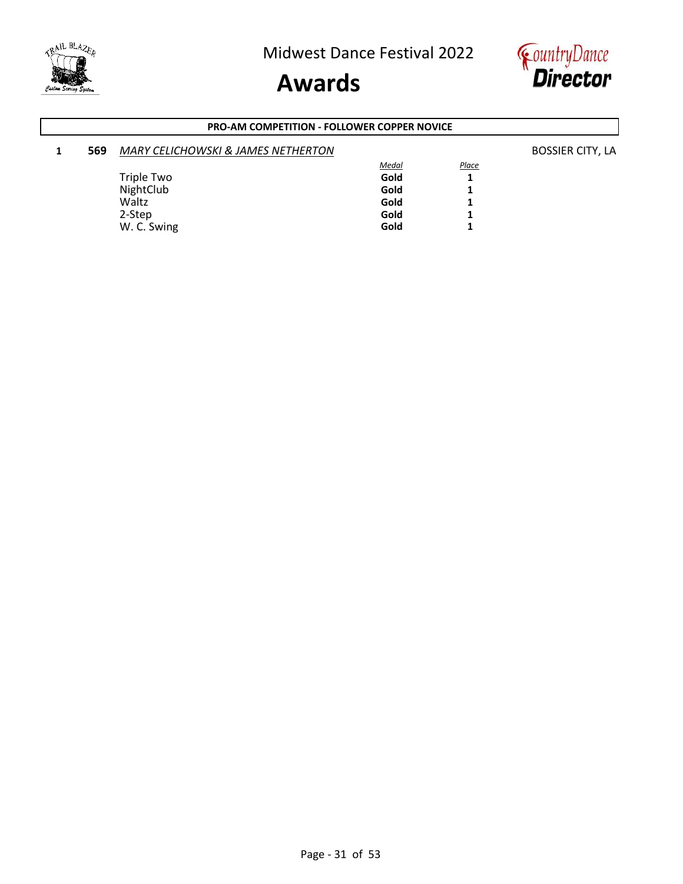Midwest Dance Festival 2022

# Awards

## PRO-AM COMPETITION - FOLLOWER COPPER NOVICE

**1** **569** *MARY CELICHOWSKI & JAMES NETHERTON* BOSSIER CITY, LA

| | *Medal* | *Place* |
|---|---|---|
| Triple Two | **Gold** | **1** |
| NightClub | **Gold** | **1** |
| Waltz | **Gold** | **1** |
| 2-Step | **Gold** | **1** |
| W. C. Swing | **Gold** | **1** |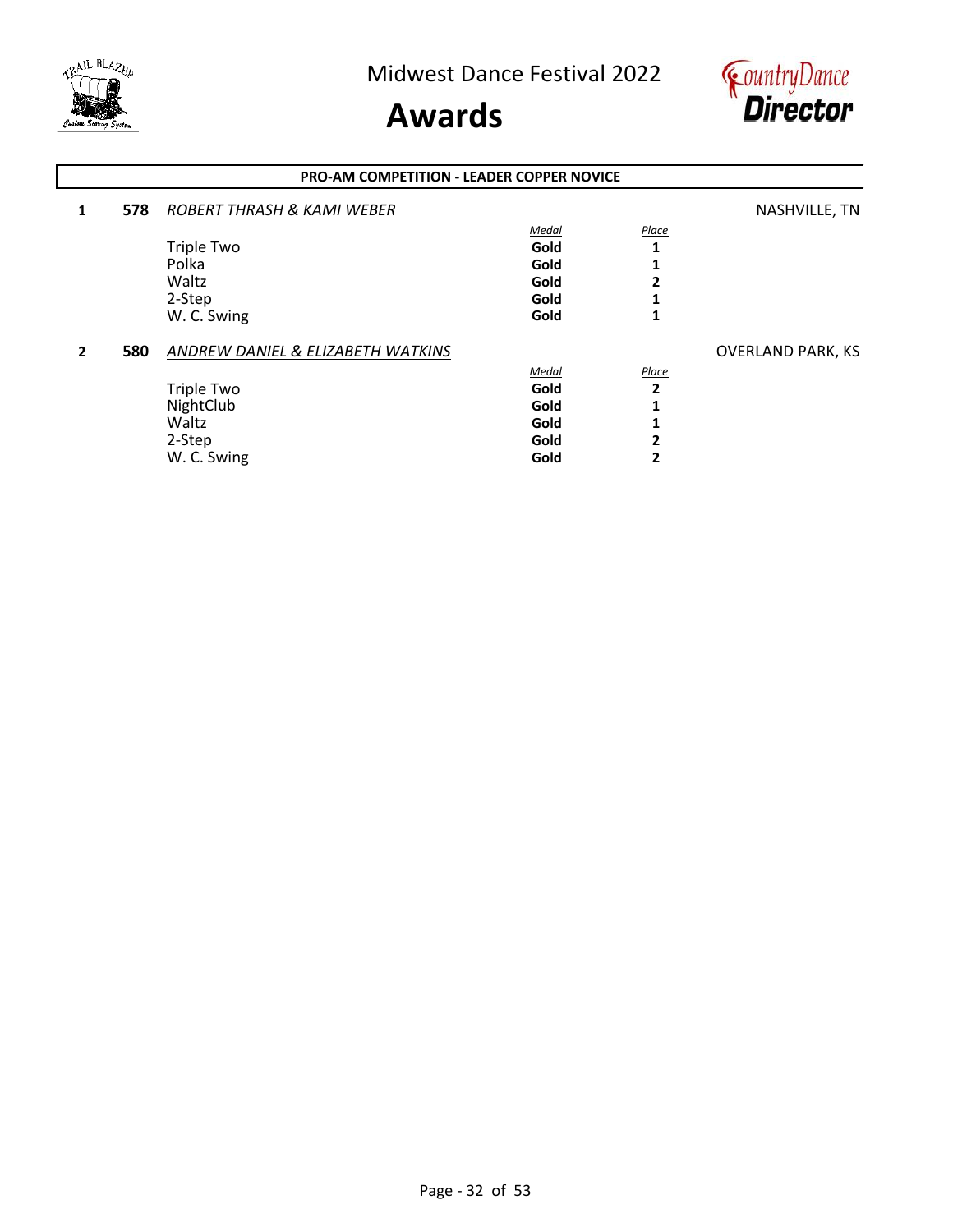Midwest Dance Festival 2022

# Awards

**PRO-AM COMPETITION - LEADER COPPER NOVICE**

**1** **578** *ROBERT THRASH & KAMI WEBER* NASHVILLE, TN

| | *Medal* | *Place* |
|---|---|---|
| Triple Two | **Gold** | **1** |
| Polka | **Gold** | **1** |
| Waltz | **Gold** | **2** |
| 2-Step | **Gold** | **1** |
| W. C. Swing | **Gold** | **1** |

**2** **580** *ANDREW DANIEL & ELIZABETH WATKINS* OVERLAND PARK, KS

| | *Medal* | *Place* |
|---|---|---|
| Triple Two | **Gold** | **2** |
| NightClub | **Gold** | **1** |
| Waltz | **Gold** | **1** |
| 2-Step | **Gold** | **2** |
| W. C. Swing | **Gold** | **2** |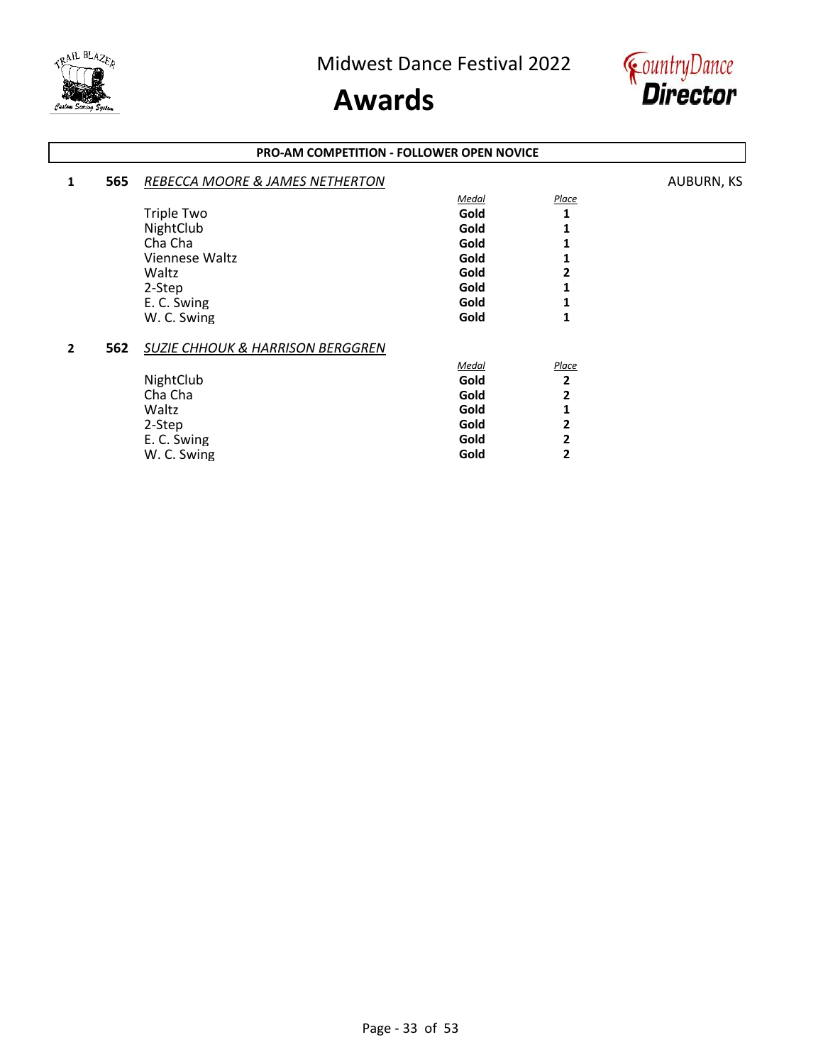Midwest Dance Festival 2022

# Awards

## PRO-AM COMPETITION - FOLLOWER OPEN NOVICE

**1** **565** *REBECCA MOORE & JAMES NETHERTON* AUBURN, KS

| | *Medal* | *Place* |
|---|---|---|
| Triple Two | **Gold** | **1** |
| NightClub | **Gold** | **1** |
| Cha Cha | **Gold** | **1** |
| Viennese Waltz | **Gold** | **1** |
| Waltz | **Gold** | **2** |
| 2-Step | **Gold** | **1** |
| E. C. Swing | **Gold** | **1** |
| W. C. Swing | **Gold** | **1** |

**2** **562** *SUZIE CHHOUK & HARRISON BERGGREN*

| | *Medal* | *Place* |
|---|---|---|
| NightClub | **Gold** | **2** |
| Cha Cha | **Gold** | **2** |
| Waltz | **Gold** | **1** |
| 2-Step | **Gold** | **2** |
| E. C. Swing | **Gold** | **2** |
| W. C. Swing | **Gold** | **2** |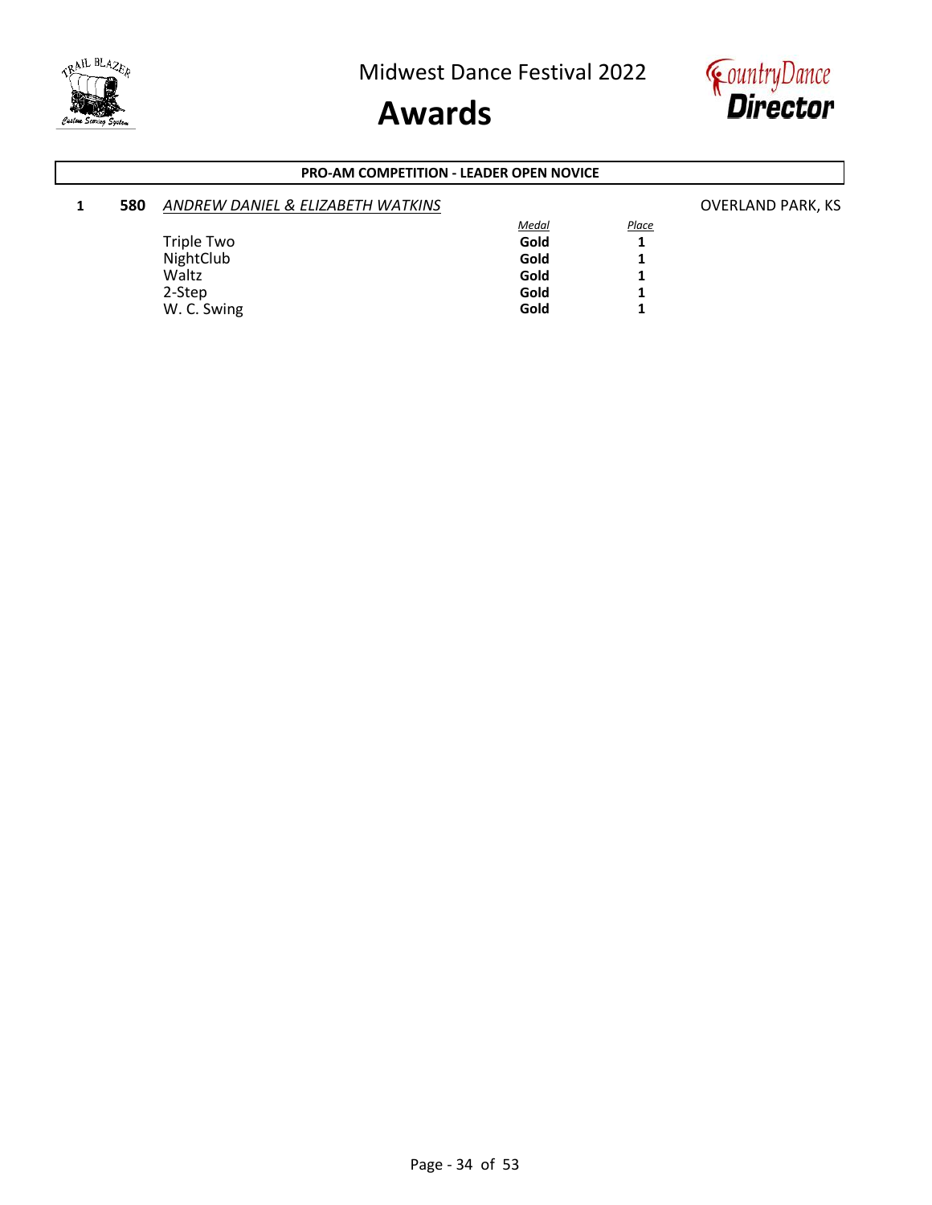Midwest Dance Festival 2022

# Awards

**PRO-AM COMPETITION - LEADER OPEN NOVICE**

**1** **580** *ANDREW DANIEL & ELIZABETH WATKINS* OVERLAND PARK, KS

| | *Medal* | *Place* |
|---|---|---|
| Triple Two | **Gold** | **1** |
| NightClub | **Gold** | **1** |
| Waltz | **Gold** | **1** |
| 2-Step | **Gold** | **1** |
| W. C. Swing | **Gold** | **1** |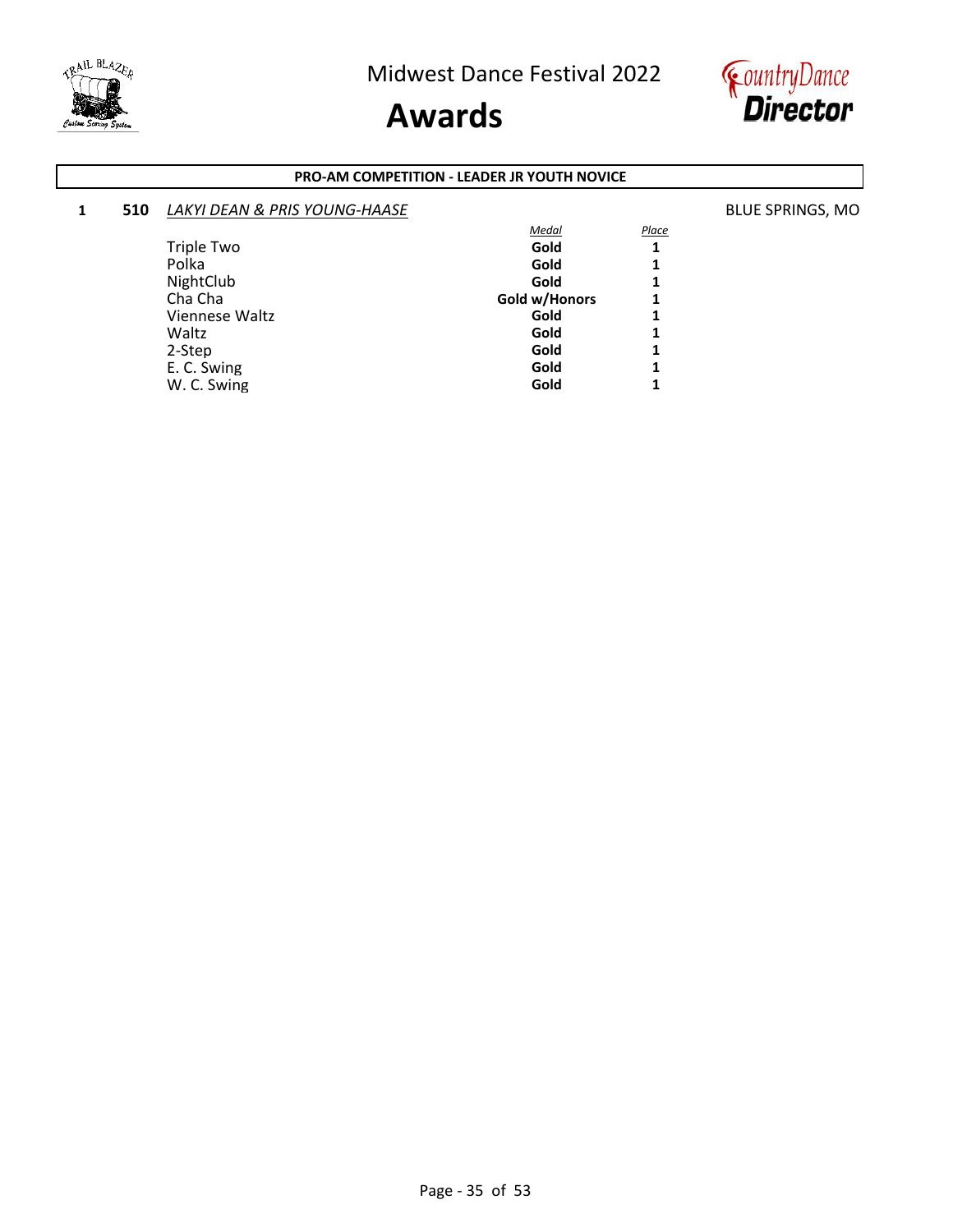Midwest Dance Festival 2022

# Awards

**PRO-AM COMPETITION - LEADER JR YOUTH NOVICE**

**1** **510** *LAKYI DEAN & PRIS YOUNG-HAASE* BLUE SPRINGS, MO

| | *Medal* | *Place* |
|---|---|---|
| Triple Two | **Gold** | **1** |
| Polka | **Gold** | **1** |
| NightClub | **Gold** | **1** |
| Cha Cha | **Gold w/Honors** | **1** |
| Viennese Waltz | **Gold** | **1** |
| Waltz | **Gold** | **1** |
| 2-Step | **Gold** | **1** |
| E. C. Swing | **Gold** | **1** |
| W. C. Swing | **Gold** | **1** |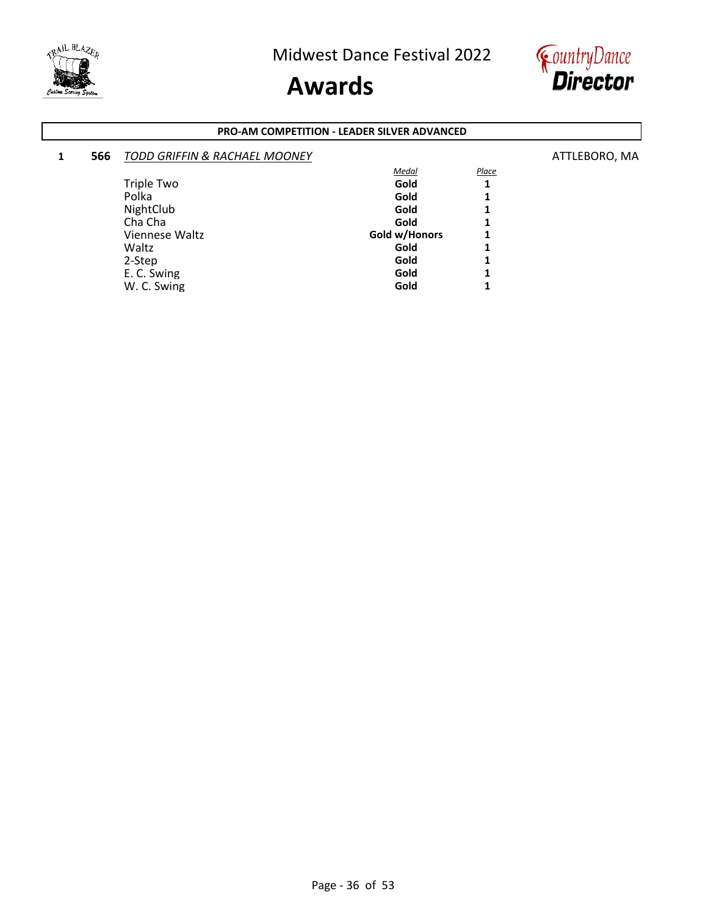Midwest Dance Festival 2022

# Awards

**PRO-AM COMPETITION - LEADER SILVER ADVANCED**

**1** **566** *TODD GRIFFIN & RACHAEL MOONEY* ATTLEBORO, MA

| | *Medal* | *Place* |
|---|---|---|
| Triple Two | **Gold** | **1** |
| Polka | **Gold** | **1** |
| NightClub | **Gold** | **1** |
| Cha Cha | **Gold** | **1** |
| Viennese Waltz | **Gold w/Honors** | **1** |
| Waltz | **Gold** | **1** |
| 2-Step | **Gold** | **1** |
| E. C. Swing | **Gold** | **1** |
| W. C. Swing | **Gold** | **1** |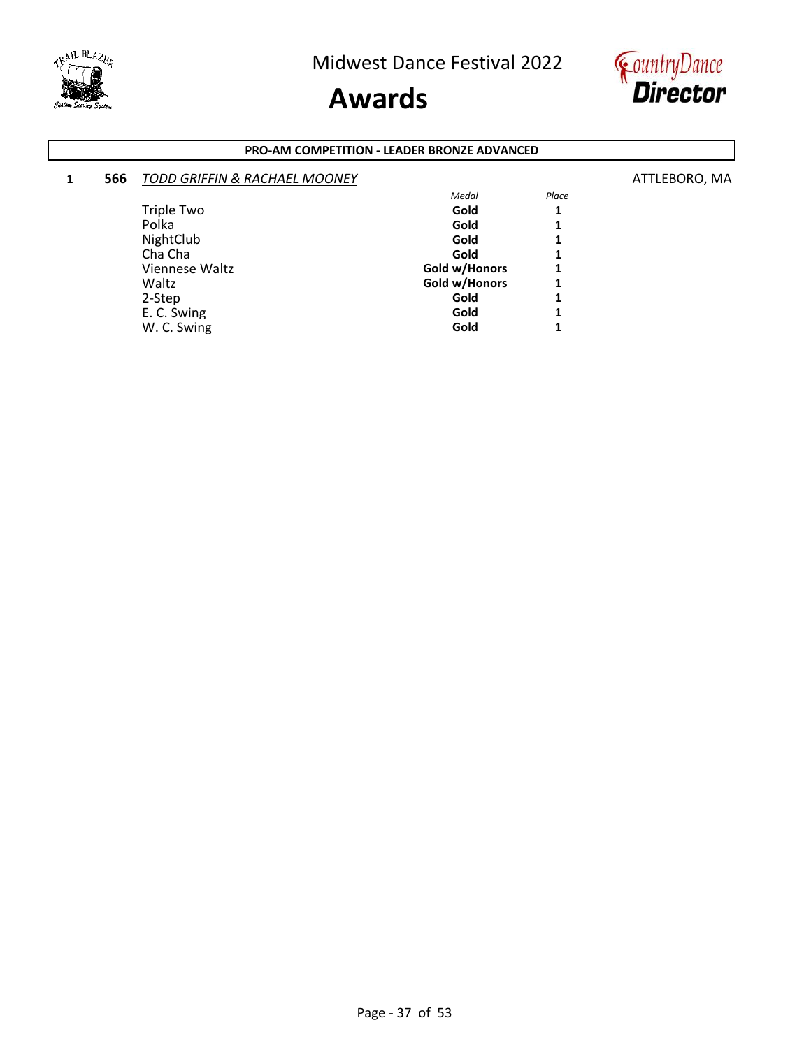Midwest Dance Festival 2022

# Awards

## PRO-AM COMPETITION - LEADER BRONZE ADVANCED

**1** **566** *TODD GRIFFIN & RACHAEL MOONEY* ATTLEBORO, MA

| | *Medal* | *Place* |
|---|---|---|
| Triple Two | **Gold** | **1** |
| Polka | **Gold** | **1** |
| NightClub | **Gold** | **1** |
| Cha Cha | **Gold** | **1** |
| Viennese Waltz | **Gold w/Honors** | **1** |
| Waltz | **Gold w/Honors** | **1** |
| 2-Step | **Gold** | **1** |
| E. C. Swing | **Gold** | **1** |
| W. C. Swing | **Gold** | **1** |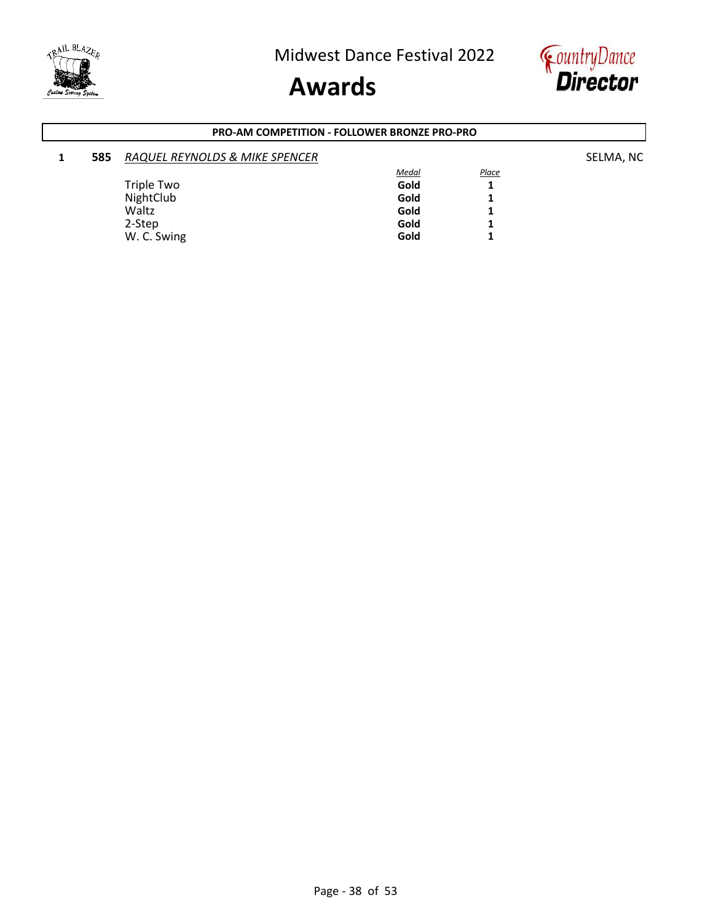# Midwest Dance Festival 2022

# Awards

## PRO-AM COMPETITION - FOLLOWER BRONZE PRO-PRO

**1** **585** *RAQUEL REYNOLDS & MIKE SPENCER* SELMA, NC

| | *Medal* | *Place* |
|---|---|---|
| Triple Two | **Gold** | **1** |
| NightClub | **Gold** | **1** |
| Waltz | **Gold** | **1** |
| 2-Step | **Gold** | **1** |
| W. C. Swing | **Gold** | **1** |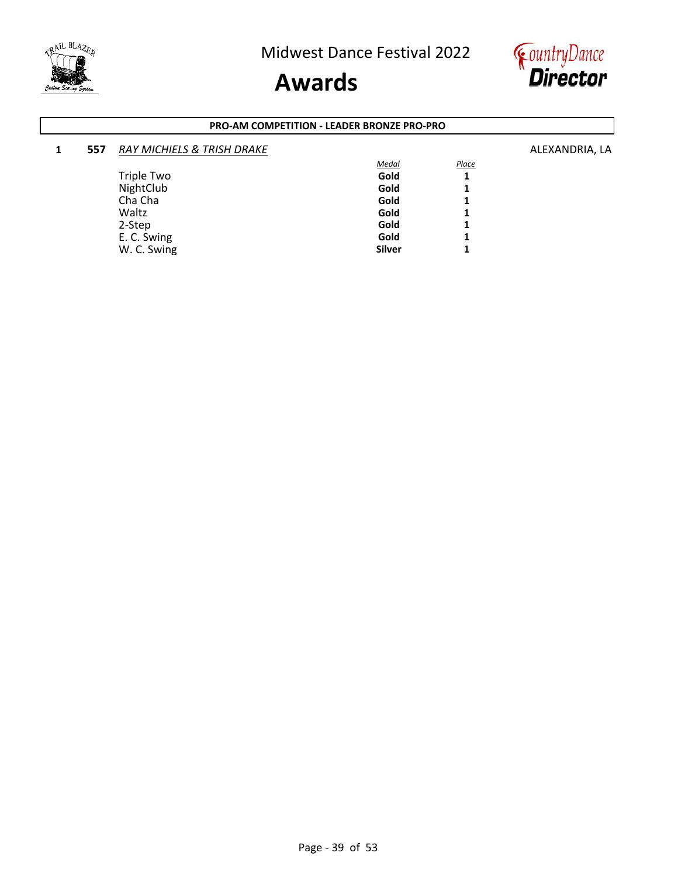# Midwest Dance Festival 2022

# Awards

**PRO-AM COMPETITION - LEADER BRONZE PRO-PRO**

**1** **557** *RAY MICHIELS & TRISH DRAKE* ALEXANDRIA, LA

| | *Medal* | *Place* |
|---|---|---|
| Triple Two | **Gold** | **1** |
| NightClub | **Gold** | **1** |
| Cha Cha | **Gold** | **1** |
| Waltz | **Gold** | **1** |
| 2-Step | **Gold** | **1** |
| E. C. Swing | **Gold** | **1** |
| W. C. Swing | **Silver** | **1** |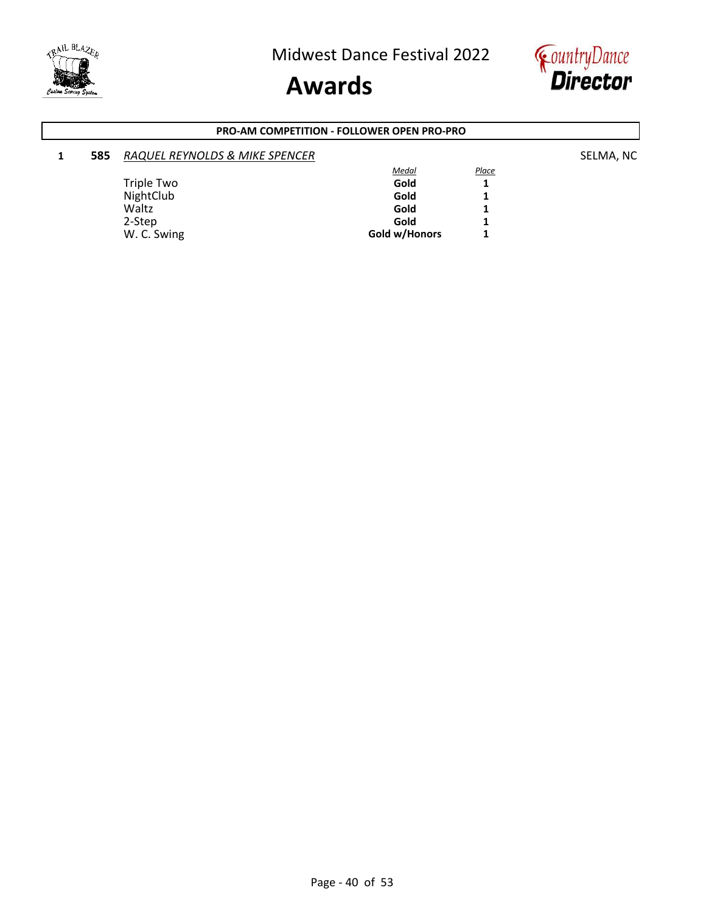Midwest Dance Festival 2022

# Awards

**PRO-AM COMPETITION - FOLLOWER OPEN PRO-PRO**

**1** **585** *RAQUEL REYNOLDS & MIKE SPENCER* SELMA, NC

| | *Medal* | *Place* |
|---|---|---|
| Triple Two | **Gold** | **1** |
| NightClub | **Gold** | **1** |
| Waltz | **Gold** | **1** |
| 2-Step | **Gold** | **1** |
| W. C. Swing | **Gold w/Honors** | **1** |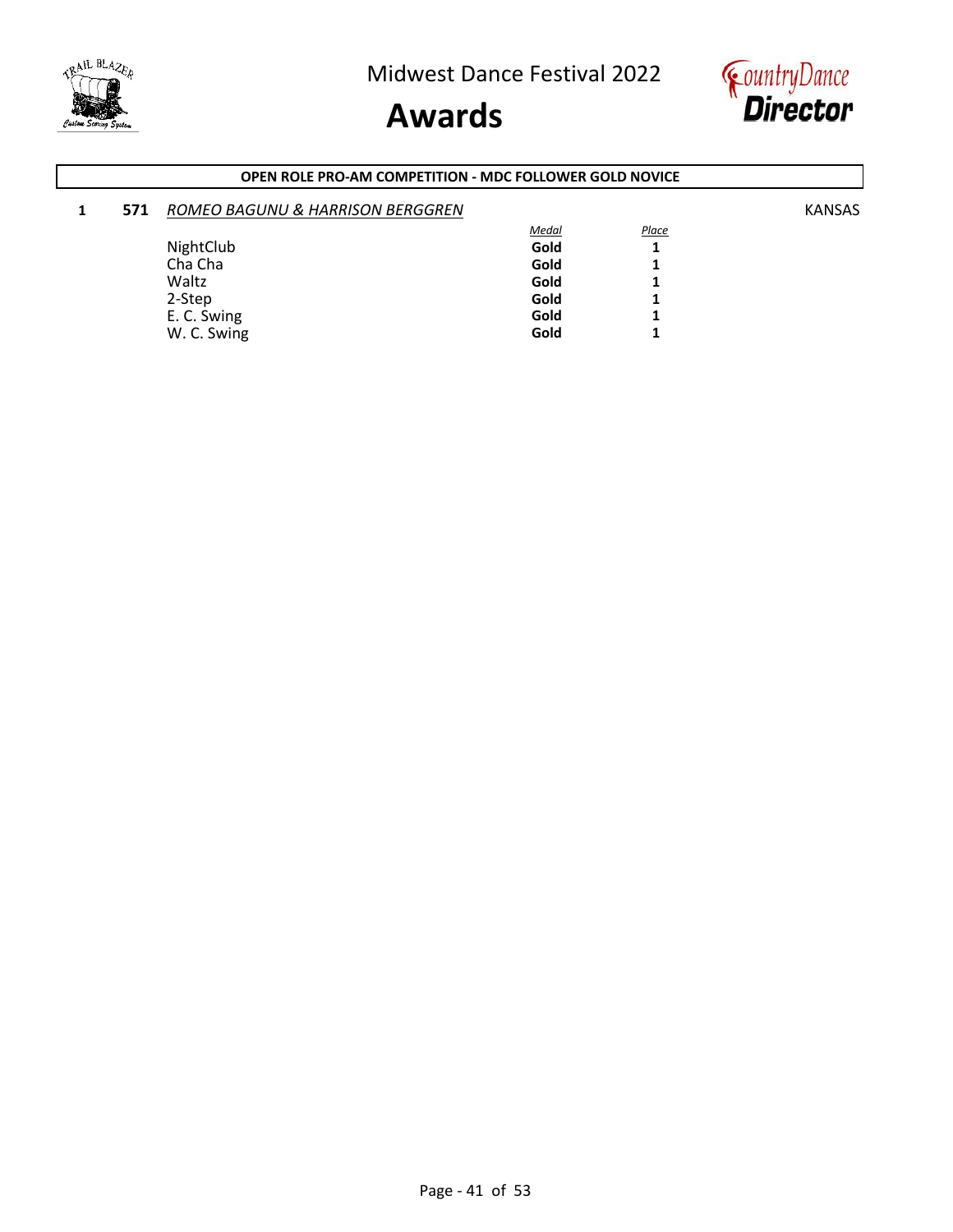## OPEN ROLE PRO-AM COMPETITION - MDC FOLLOWER GOLD NOVICE

**1** **571** *ROMEO BAGUNU & HARRISON BERGGREN* KANSAS

| | *Medal* | *Place* |
|---|---|---|
| NightClub | **Gold** | **1** |
| Cha Cha | **Gold** | **1** |
| Waltz | **Gold** | **1** |
| 2-Step | **Gold** | **1** |
| E. C. Swing | **Gold** | **1** |
| W. C. Swing | **Gold** | **1** |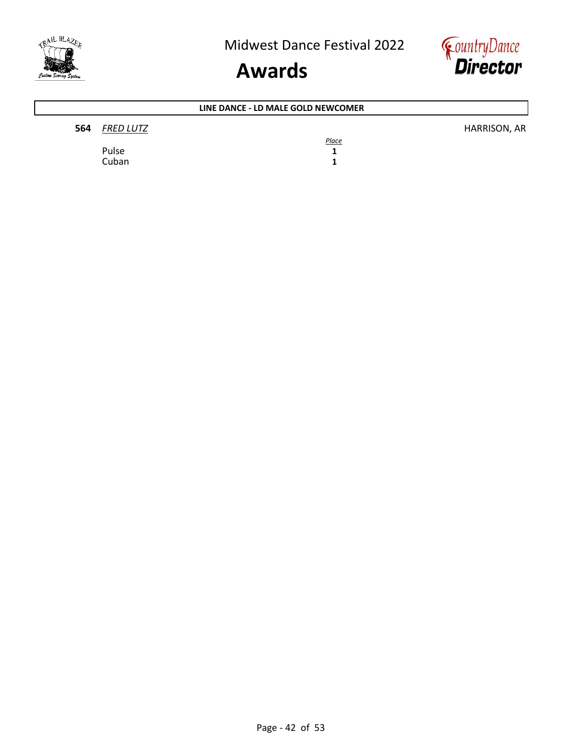## LINE DANCE - LD MALE GOLD NEWCOMER

**564** *FRED LUTZ* HARRISON, AR

| | *Place* |
|---|---|
| Pulse | **1** |
| Cuban | **1** |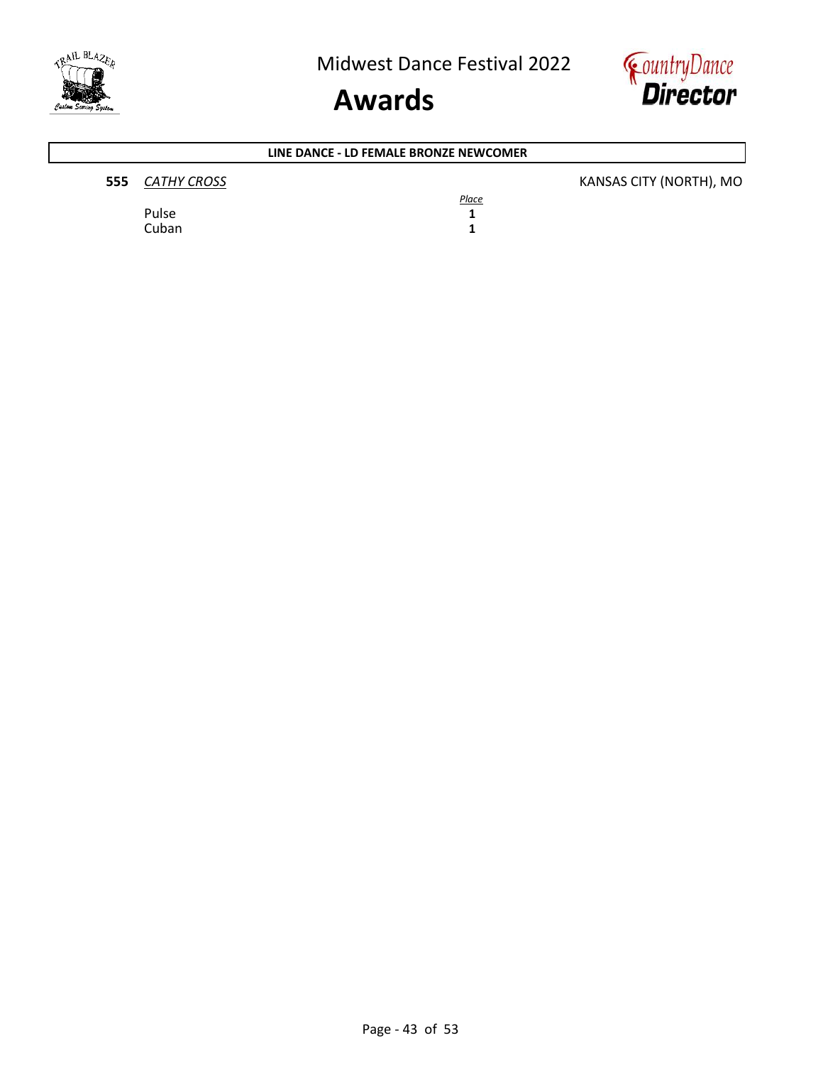# Midwest Dance Festival 2022

## Awards

**LINE DANCE - LD FEMALE BRONZE NEWCOMER**

**555** *CATHY CROSS* KANSAS CITY (NORTH), MO

| | *Place* |
|---|---|
| Pulse | **1** |
| Cuban | **1** |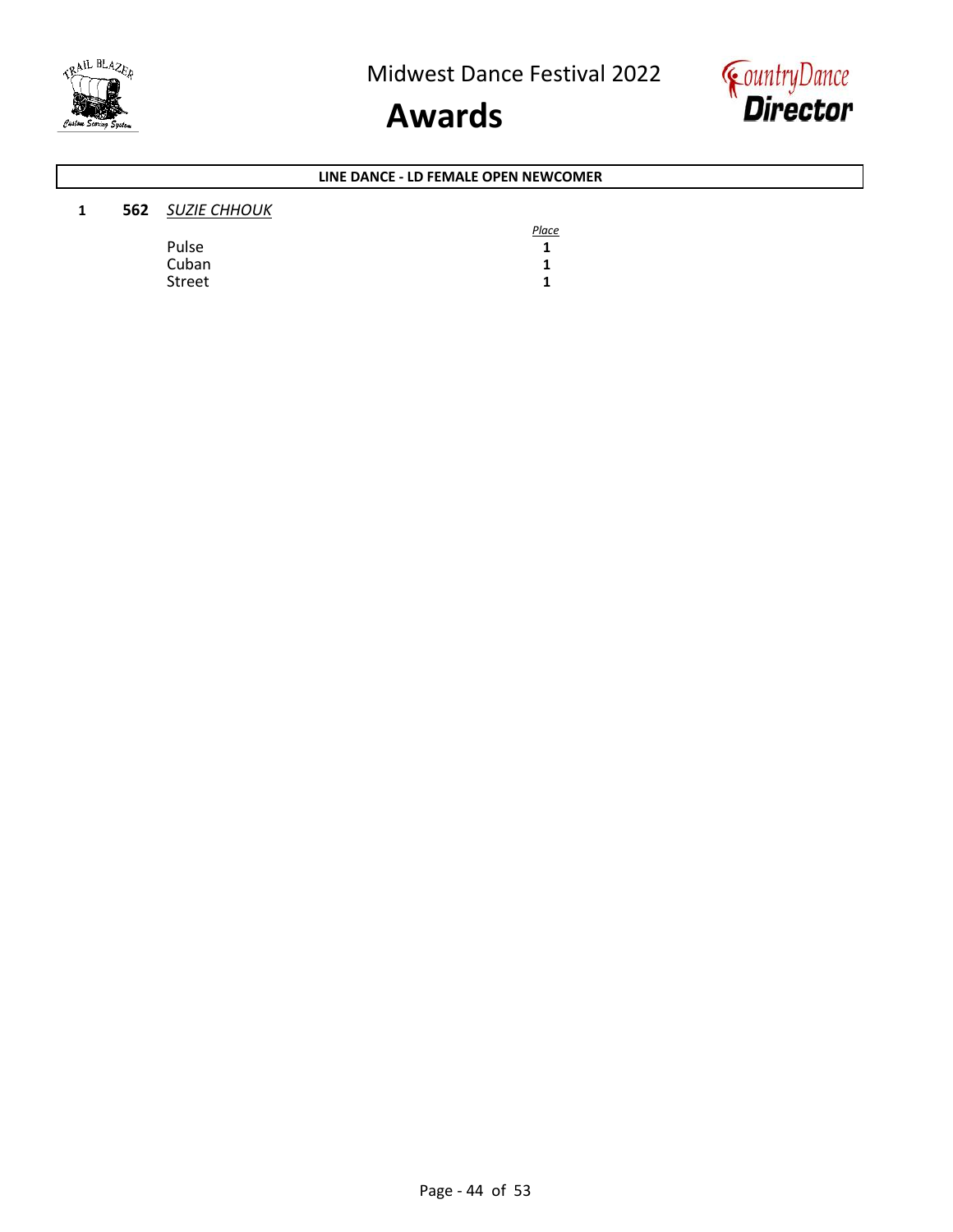Midwest Dance Festival 2022

# Awards

**LINE DANCE - LD FEMALE OPEN NEWCOMER**

**1** **562** *SUZIE CHHOUK*

| | *Place* |
|---|---|
| Pulse | **1** |
| Cuban | **1** |
| Street | **1** |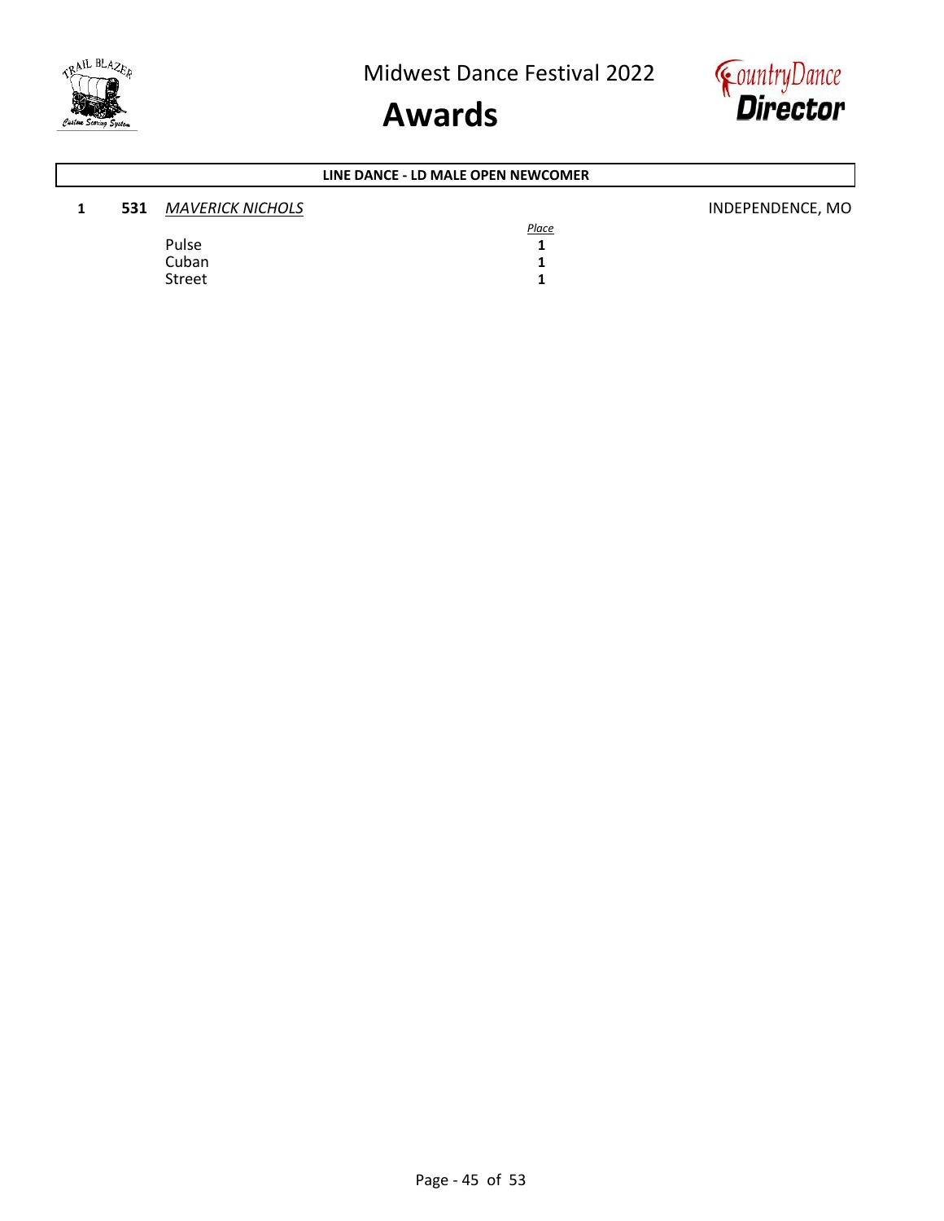## LINE DANCE - LD MALE OPEN NEWCOMER

**1** **531** *MAVERICK NICHOLS* INDEPENDENCE, MO

| | *Place* |
|---|---|
| Pulse | **1** |
| Cuban | **1** |
| Street | **1** |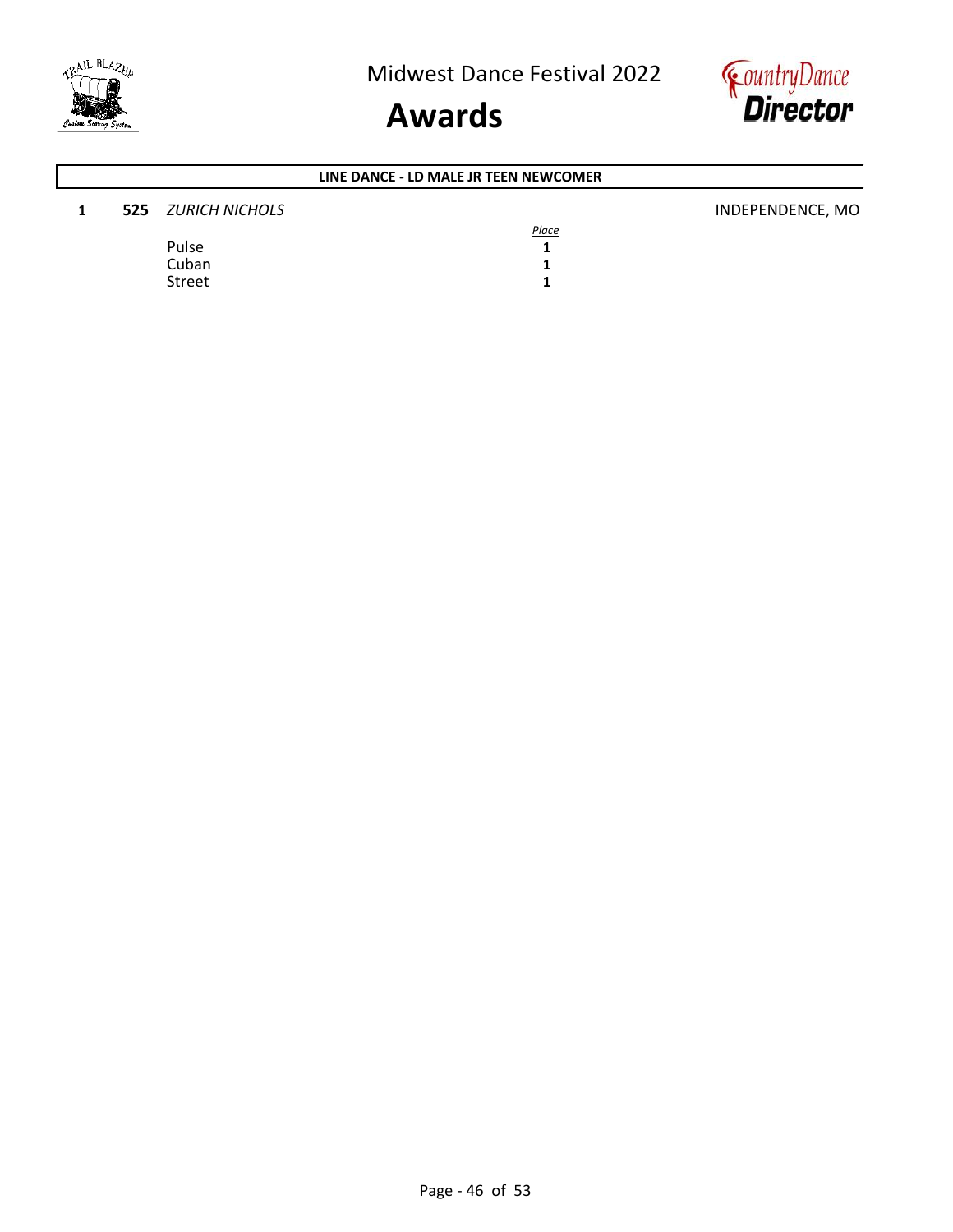# Midwest Dance Festival 2022

## Awards

### LINE DANCE - LD MALE JR TEEN NEWCOMER

**1** **525** *ZURICH NICHOLS* INDEPENDENCE, MO

| | *Place* |
|---|---|
| Pulse | **1** |
| Cuban | **1** |
| Street | **1** |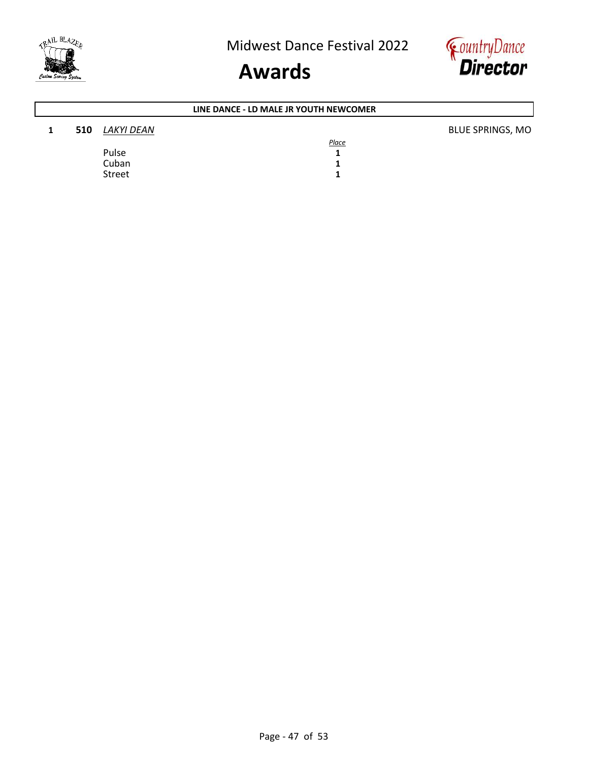## LINE DANCE - LD MALE JR YOUTH NEWCOMER

**1** **510** *LAKYI DEAN* BLUE SPRINGS, MO

| | Place |
|---|---|
| Pulse | **1** |
| Cuban | **1** |
| Street | **1** |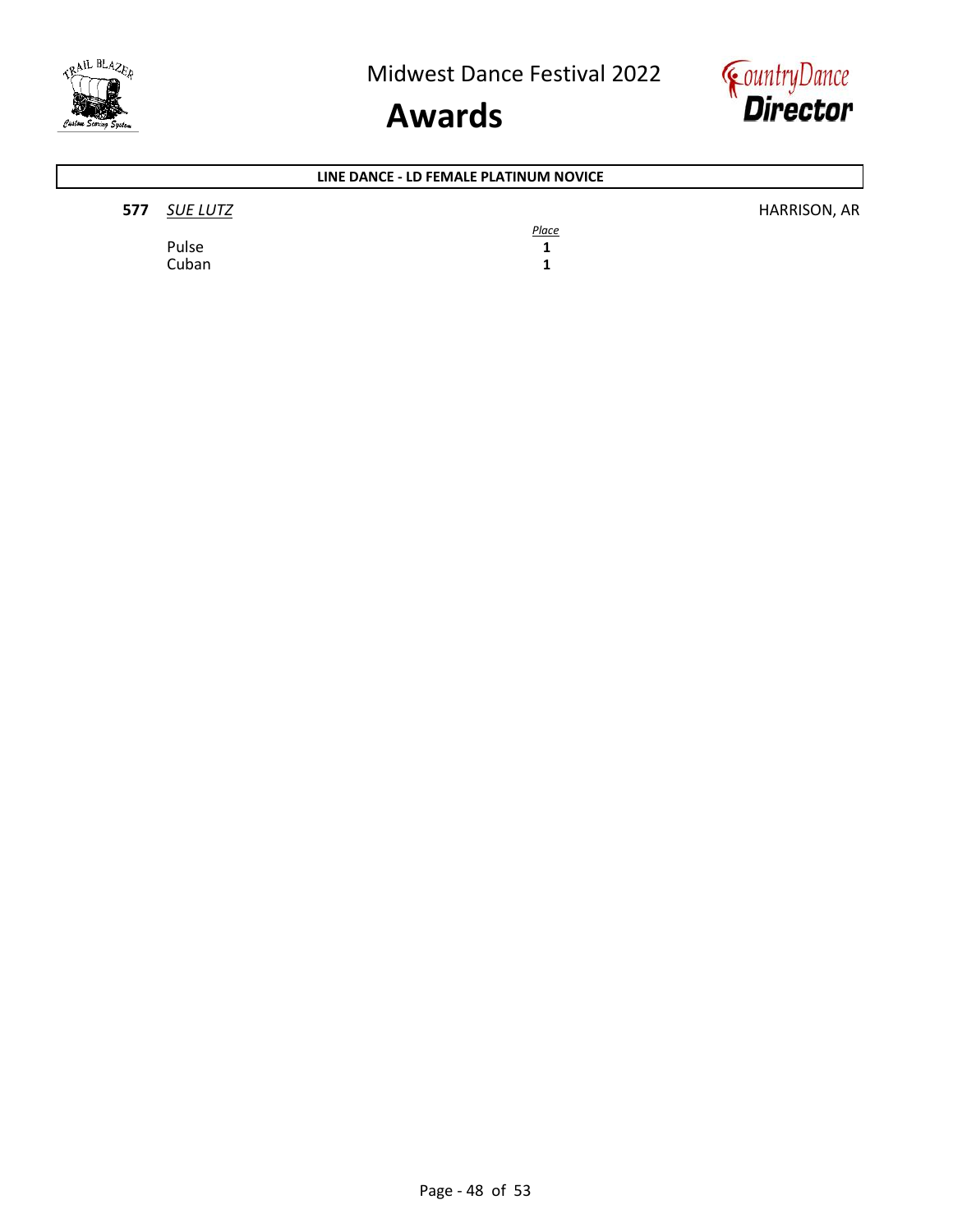## LINE DANCE - LD FEMALE PLATINUM NOVICE

**577** *SUE LUTZ* — HARRISON, AR

| | *Place* |
|---|---|
| Pulse | **1** |
| Cuban | **1** |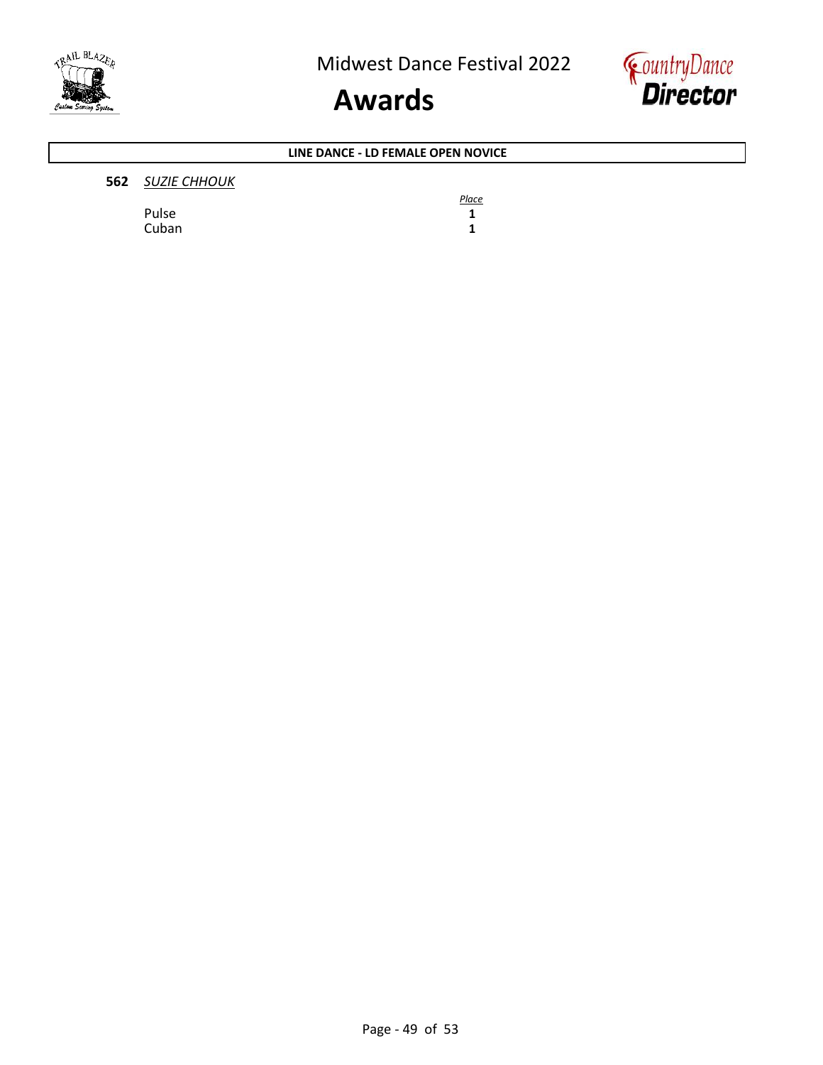## LINE DANCE - LD FEMALE OPEN NOVICE

**562** *SUZIE CHHOUK*

| | Place |
|---|---|
| Pulse | **1** |
| Cuban | **1** |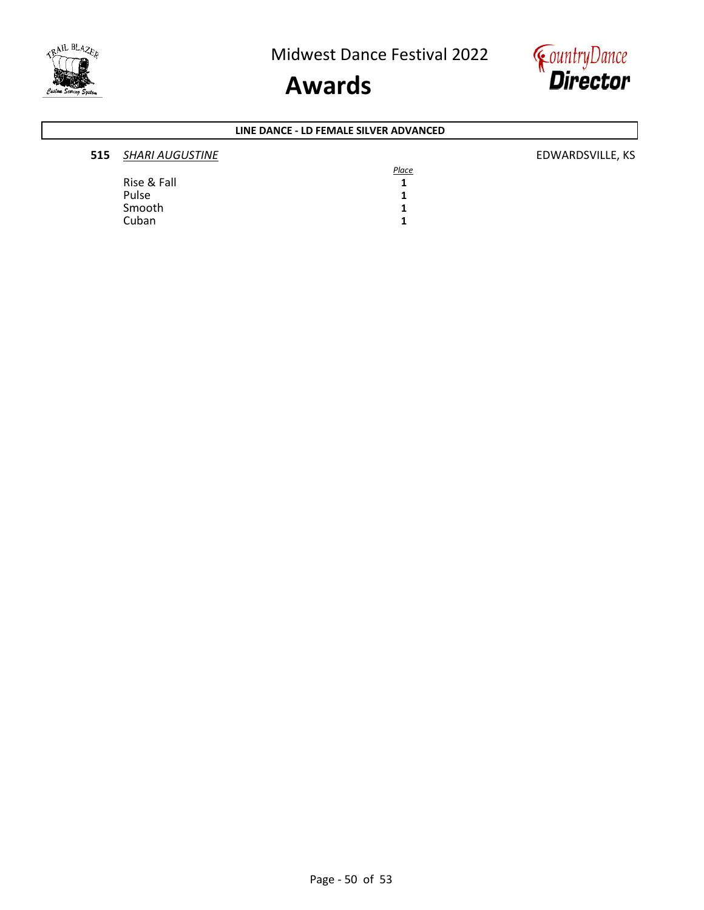# Midwest Dance Festival 2022

## Awards

**LINE DANCE - LD FEMALE SILVER ADVANCED**

**515** *SHARI AUGUSTINE* — EDWARDSVILLE, KS

| | *Place* |
|---|---|
| Rise & Fall | **1** |
| Pulse | **1** |
| Smooth | **1** |
| Cuban | **1** |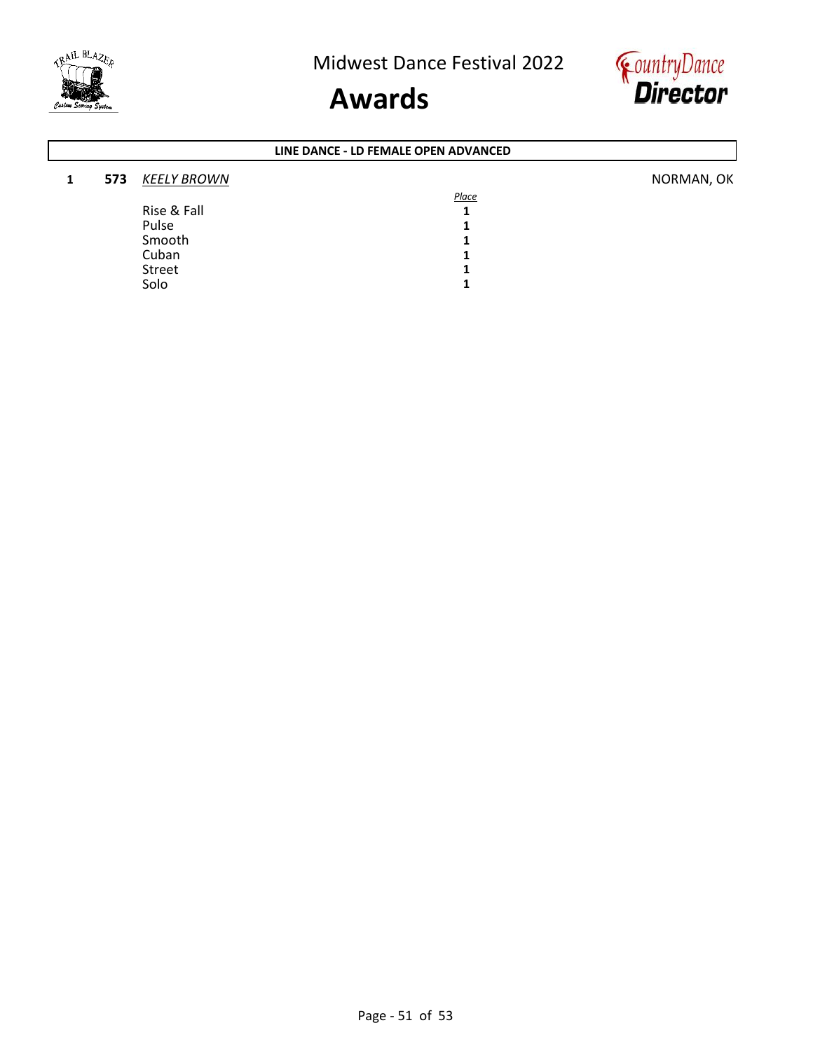# Midwest Dance Festival 2022

# Awards

**LINE DANCE - LD FEMALE OPEN ADVANCED**

**1** **573** *KEELY BROWN* NORMAN, OK

| | *Place* |
|---|---|
| Rise & Fall | **1** |
| Pulse | **1** |
| Smooth | **1** |
| Cuban | **1** |
| Street | **1** |
| Solo | **1** |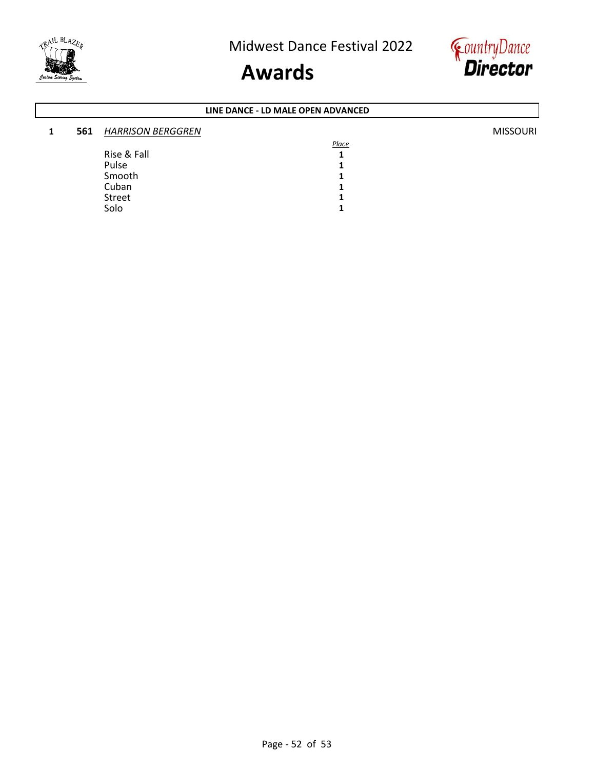# LINE DANCE - LD MALE OPEN ADVANCED

**1** **561** *HARRISON BERGGREN* MISSOURI

| | *Place* |
|---|---|
| Rise & Fall | **1** |
| Pulse | **1** |
| Smooth | **1** |
| Cuban | **1** |
| Street | **1** |
| Solo | **1** |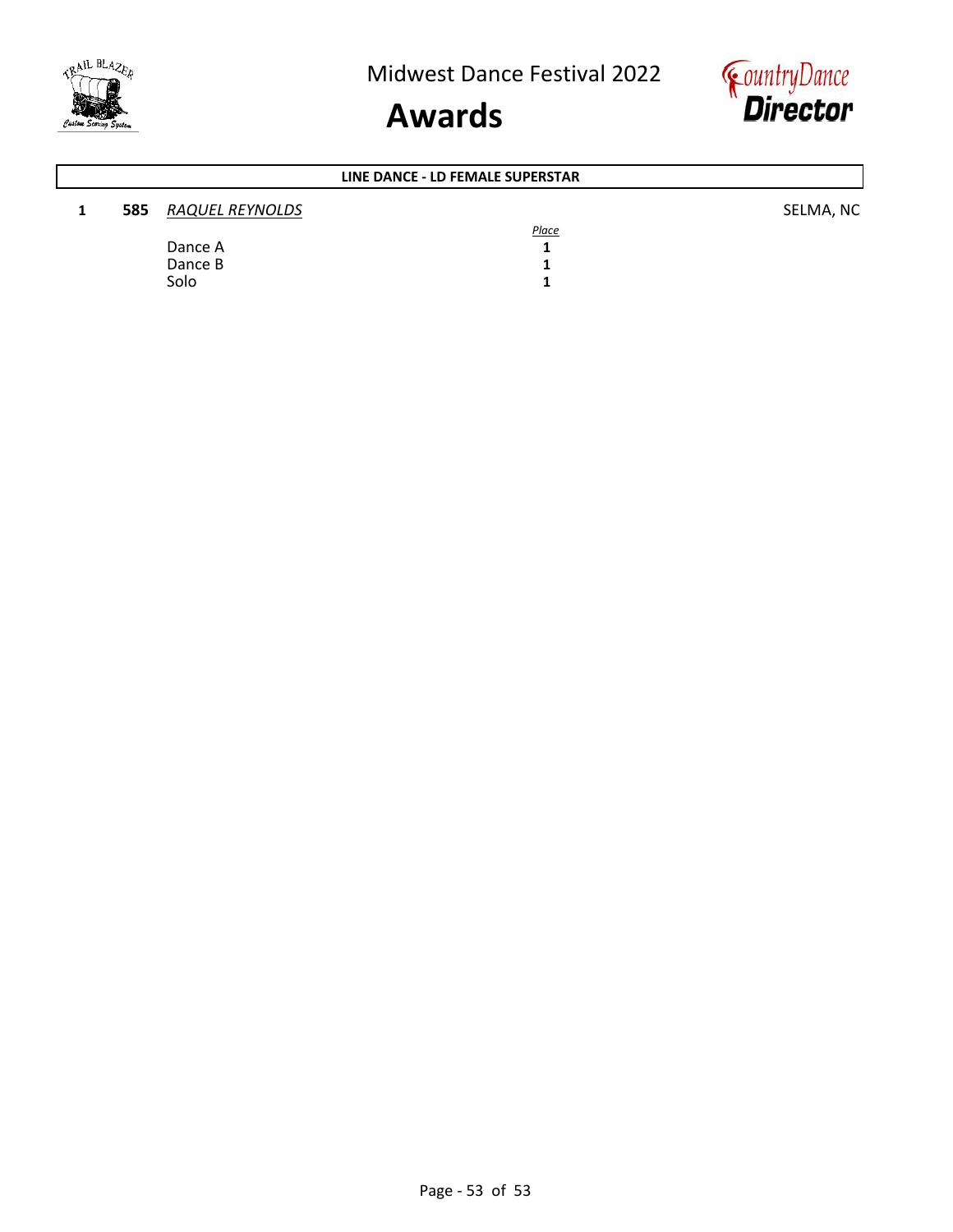# Midwest Dance Festival 2022

## Awards

**LINE DANCE - LD FEMALE SUPERSTAR**

**1** **585** *RAQUEL REYNOLDS* SELMA, NC

| | *Place* |
|---|---|
| Dance A | **1** |
| Dance B | **1** |
| Solo | **1** |